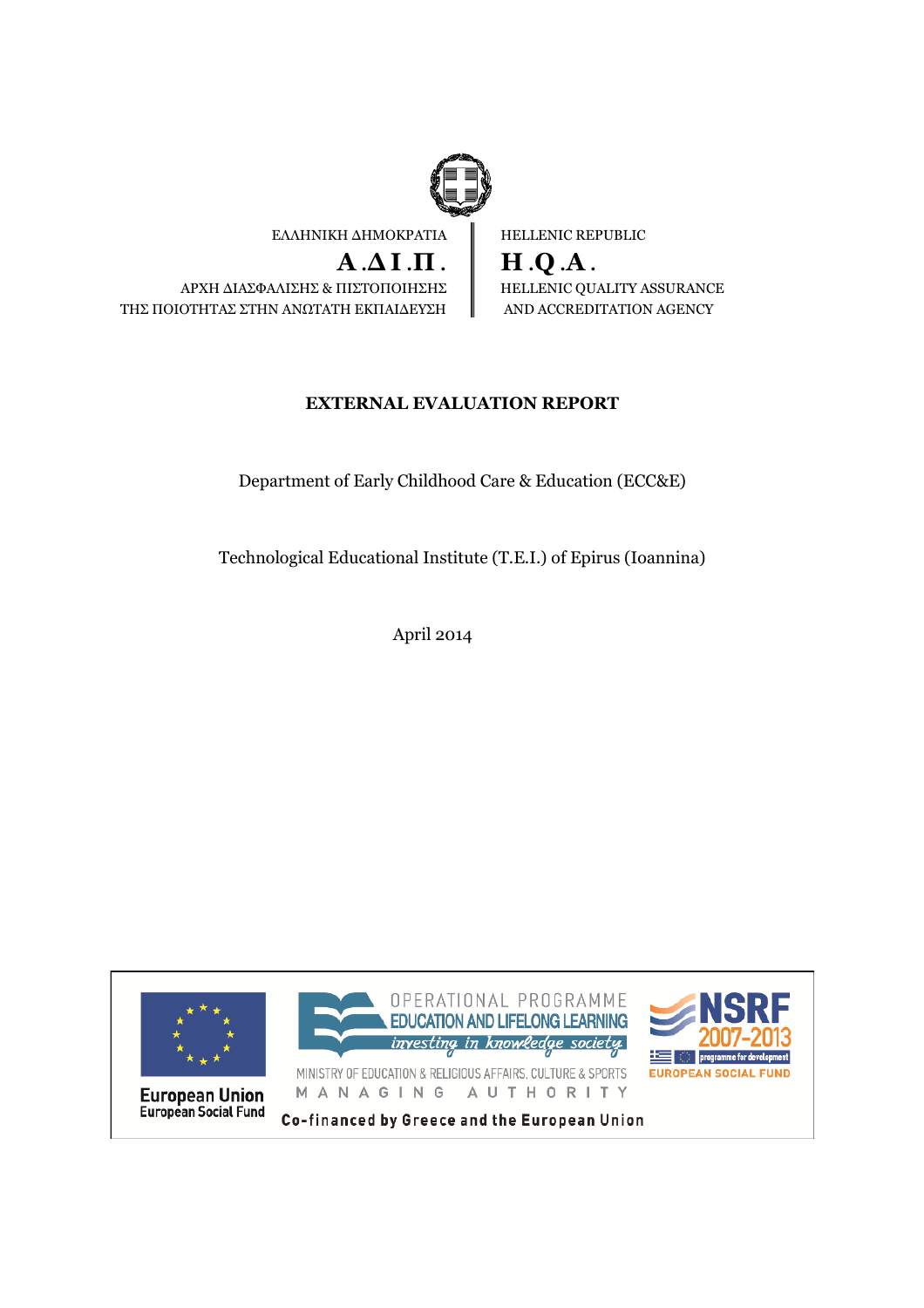ΕΛΛΗΝΙΚΗ ΔΗΜΟΚΡΑΤΙΑ

**Α.ΔΙ.Π.**

ΑΡΧΗ ΔΙΑΣΦΑΛΙΣΗΣ & ΠΙΣΤΟΠΟΙΗΣΗΣ ΤΗΣ ΠΟΙΟΤΗΤΑΣ ΣΤΗΝ ΑΝΩΤΑΤΗ ΕΚΠΑΙΔΕΥΣΗ

HELLENIC REPUBLIC

**H.Q.A.**

HELLENIC QUALITY ASSURANCE AND ACCREDITATION AGENCY

# EXTERNAL EVALUATION REPORT

Department of Early Childhood Care & Education (ECC&E)

Technological Educational Institute (T.E.I.) of Epirus (Ioannina)

April 2014

European Union
European Social Fund

OPERATIONAL PROGRAMME
EDUCATION AND LIFELONG LEARNING
*investing in knowledge society*
MINISTRY OF EDUCATION & RELIGIOUS AFFAIRS, CULTURE & SPORTS
MANAGING AUTHORITY

NSRF 2007-2013
programme for development
EUROPEAN SOCIAL FUND

Co-financed by Greece and the European Union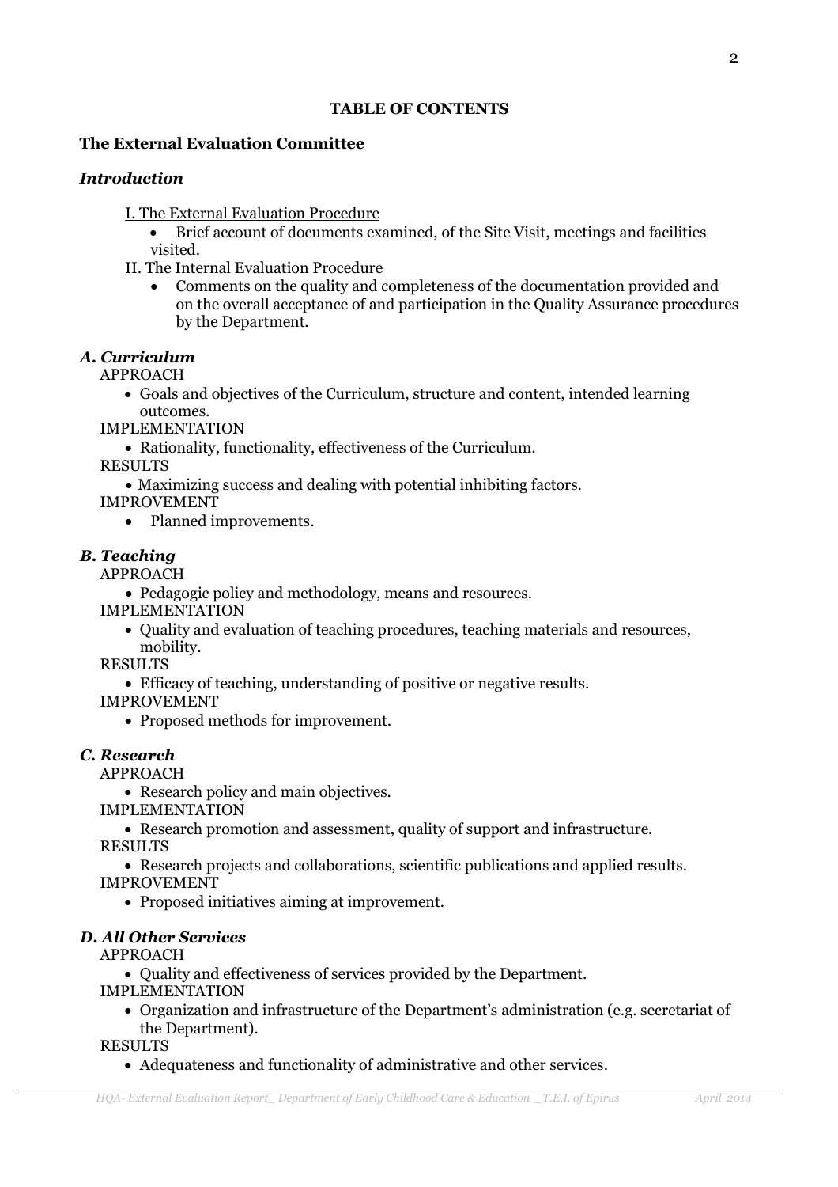**TABLE OF CONTENTS**

**The External Evaluation Committee**

***Introduction***

I. The External Evaluation Procedure

- Brief account of documents examined, of the Site Visit, meetings and facilities visited.

II. The Internal Evaluation Procedure

- Comments on the quality and completeness of the documentation provided and on the overall acceptance of and participation in the Quality Assurance procedures by the Department.

***A. Curriculum***

APPROACH

- Goals and objectives of the Curriculum, structure and content, intended learning outcomes.

IMPLEMENTATION

- Rationality, functionality, effectiveness of the Curriculum.

RESULTS

- Maximizing success and dealing with potential inhibiting factors.

IMPROVEMENT

- Planned improvements.

***B. Teaching***

APPROACH

- Pedagogic policy and methodology, means and resources.

IMPLEMENTATION

- Quality and evaluation of teaching procedures, teaching materials and resources, mobility.

RESULTS

- Efficacy of teaching, understanding of positive or negative results.

IMPROVEMENT

- Proposed methods for improvement.

***C. Research***

APPROACH

- Research policy and main objectives.

IMPLEMENTATION

- Research promotion and assessment, quality of support and infrastructure.

RESULTS

- Research projects and collaborations, scientific publications and applied results.

IMPROVEMENT

- Proposed initiatives aiming at improvement.

***D. All Other Services***

APPROACH

- Quality and effectiveness of services provided by the Department.

IMPLEMENTATION

- Organization and infrastructure of the Department's administration (e.g. secretariat of the Department).

RESULTS

- Adequateness and functionality of administrative and other services.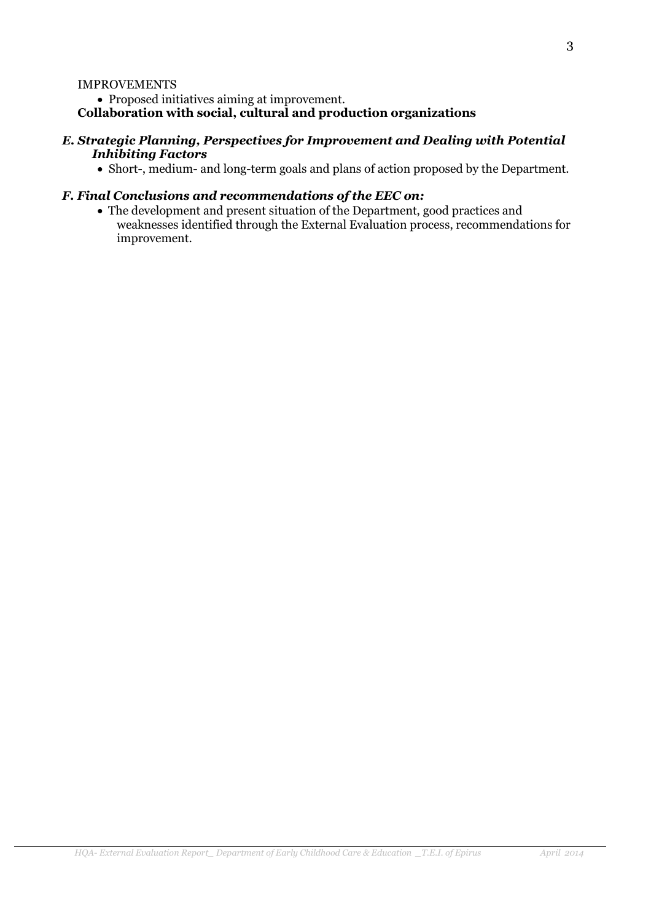IMPROVEMENTS

- Proposed initiatives aiming at improvement.

**Collaboration with social, cultural and production organizations**

### *E. Strategic Planning, Perspectives for Improvement and Dealing with Potential Inhibiting Factors*

- Short-, medium- and long-term goals and plans of action proposed by the Department.

### *F. Final Conclusions and recommendations of the EEC on:*

- The development and present situation of the Department, good practices and weaknesses identified through the External Evaluation process, recommendations for improvement.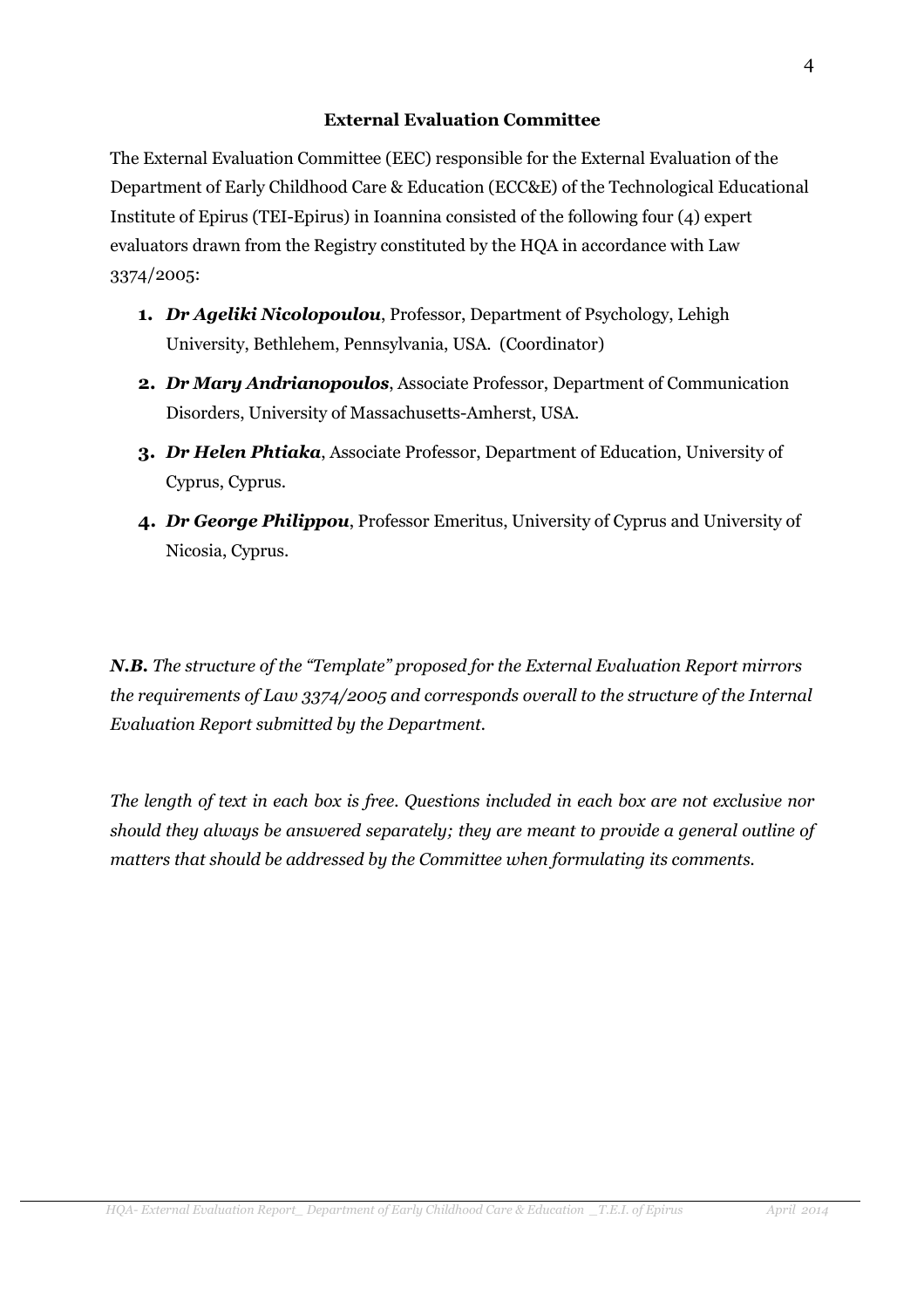## External Evaluation Committee

The External Evaluation Committee (EEC) responsible for the External Evaluation of the Department of Early Childhood Care & Education (ECC&E) of the Technological Educational Institute of Epirus (TEI-Epirus) in Ioannina consisted of the following four (4) expert evaluators drawn from the Registry constituted by the HQA in accordance with Law 3374/2005:

1. ***Dr Ageliki Nicolopoulou***, Professor, Department of Psychology, Lehigh University, Bethlehem, Pennsylvania, USA. (Coordinator)
2. ***Dr Mary Andrianopoulos***, Associate Professor, Department of Communication Disorders, University of Massachusetts-Amherst, USA.
3. ***Dr Helen Phtiaka***, Associate Professor, Department of Education, University of Cyprus, Cyprus.
4. ***Dr George Philippou***, Professor Emeritus, University of Cyprus and University of Nicosia, Cyprus.

***N.B.*** *The structure of the "Template" proposed for the External Evaluation Report mirrors the requirements of Law 3374/2005 and corresponds overall to the structure of the Internal Evaluation Report submitted by the Department.*

*The length of text in each box is free. Questions included in each box are not exclusive nor should they always be answered separately; they are meant to provide a general outline of matters that should be addressed by the Committee when formulating its comments.*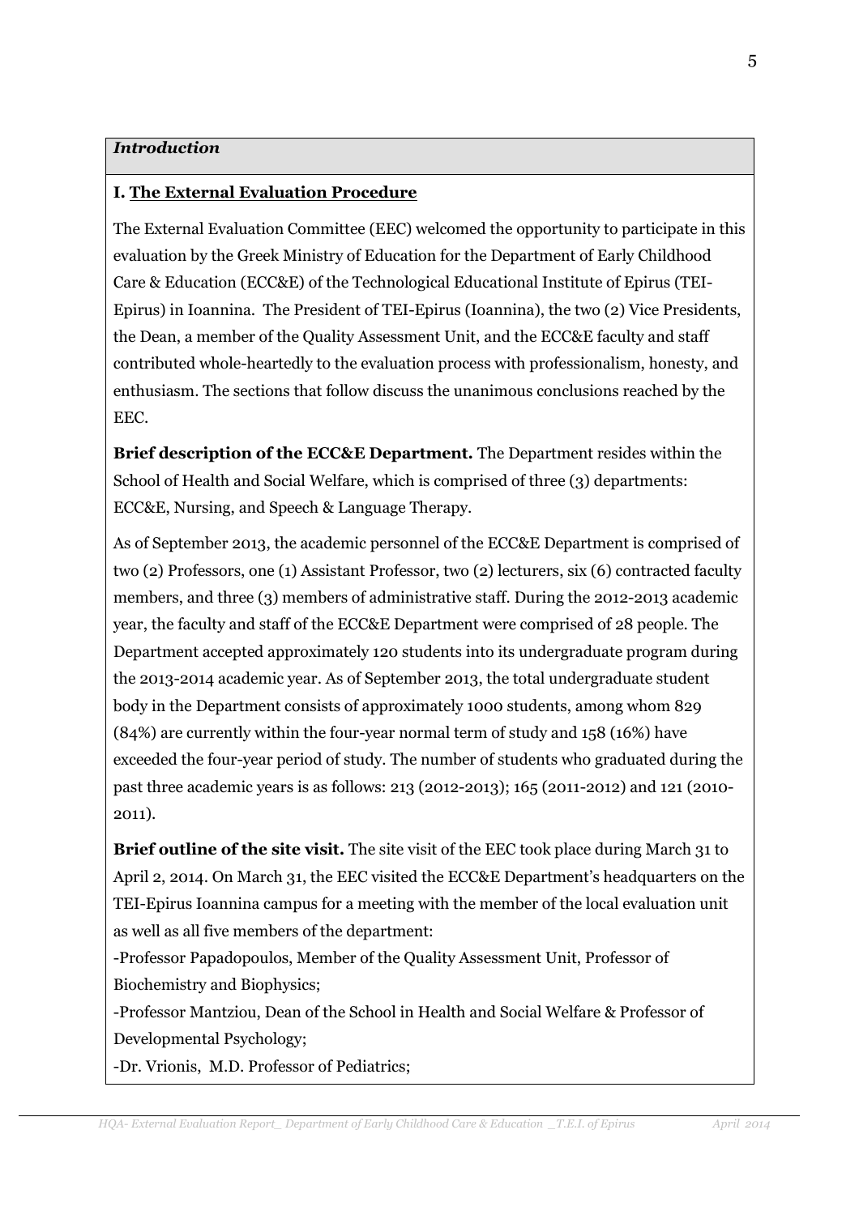## *Introduction*

### I. The External Evaluation Procedure

The External Evaluation Committee (EEC) welcomed the opportunity to participate in this evaluation by the Greek Ministry of Education for the Department of Early Childhood Care & Education (ECC&E) of the Technological Educational Institute of Epirus (TEI-Epirus) in Ioannina. The President of TEI-Epirus (Ioannina), the two (2) Vice Presidents, the Dean, a member of the Quality Assessment Unit, and the ECC&E faculty and staff contributed whole-heartedly to the evaluation process with professionalism, honesty, and enthusiasm. The sections that follow discuss the unanimous conclusions reached by the EEC.

**Brief description of the ECC&E Department.** The Department resides within the School of Health and Social Welfare, which is comprised of three (3) departments: ECC&E, Nursing, and Speech & Language Therapy.

As of September 2013, the academic personnel of the ECC&E Department is comprised of two (2) Professors, one (1) Assistant Professor, two (2) lecturers, six (6) contracted faculty members, and three (3) members of administrative staff. During the 2012-2013 academic year, the faculty and staff of the ECC&E Department were comprised of 28 people. The Department accepted approximately 120 students into its undergraduate program during the 2013-2014 academic year. As of September 2013, the total undergraduate student body in the Department consists of approximately 1000 students, among whom 829 (84%) are currently within the four-year normal term of study and 158 (16%) have exceeded the four-year period of study. The number of students who graduated during the past three academic years is as follows: 213 (2012-2013); 165 (2011-2012) and 121 (2010-2011).

**Brief outline of the site visit.** The site visit of the EEC took place during March 31 to April 2, 2014. On March 31, the EEC visited the ECC&E Department's headquarters on the TEI-Epirus Ioannina campus for a meeting with the member of the local evaluation unit as well as all five members of the department:

-Professor Papadopoulos, Member of the Quality Assessment Unit, Professor of Biochemistry and Biophysics;

-Professor Mantziou, Dean of the School in Health and Social Welfare & Professor of Developmental Psychology;

-Dr. Vrionis, M.D. Professor of Pediatrics;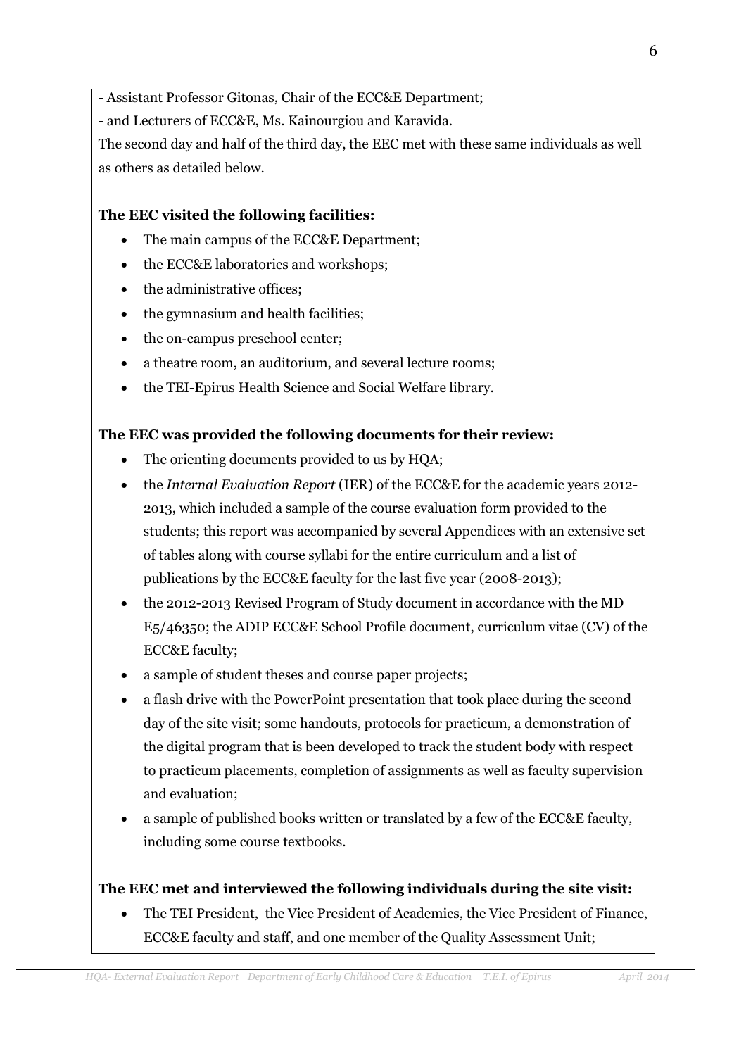- Assistant Professor Gitonas, Chair of the ECC&E Department;

- and Lecturers of ECC&E, Ms. Kainourgiou and Karavida.

The second day and half of the third day, the EEC met with these same individuals as well as others as detailed below.

**The EEC visited the following facilities:**

- The main campus of the ECC&E Department;
- the ECC&E laboratories and workshops;
- the administrative offices;
- the gymnasium and health facilities;
- the on-campus preschool center;
- a theatre room, an auditorium, and several lecture rooms;
- the TEI-Epirus Health Science and Social Welfare library.

**The EEC was provided the following documents for their review:**

- The orienting documents provided to us by HQA;
- the *Internal Evaluation Report* (IER) of the ECC&E for the academic years 2012-2013, which included a sample of the course evaluation form provided to the students; this report was accompanied by several Appendices with an extensive set of tables along with course syllabi for the entire curriculum and a list of publications by the ECC&E faculty for the last five year (2008-2013);
- the 2012-2013 Revised Program of Study document in accordance with the MD E5/46350; the ADIP ECC&E School Profile document, curriculum vitae (CV) of the ECC&E faculty;
- a sample of student theses and course paper projects;
- a flash drive with the PowerPoint presentation that took place during the second day of the site visit; some handouts, protocols for practicum, a demonstration of the digital program that is been developed to track the student body with respect to practicum placements, completion of assignments as well as faculty supervision and evaluation;
- a sample of published books written or translated by a few of the ECC&E faculty, including some course textbooks.

**The EEC met and interviewed the following individuals during the site visit:**

- The TEI President, the Vice President of Academics, the Vice President of Finance, ECC&E faculty and staff, and one member of the Quality Assessment Unit;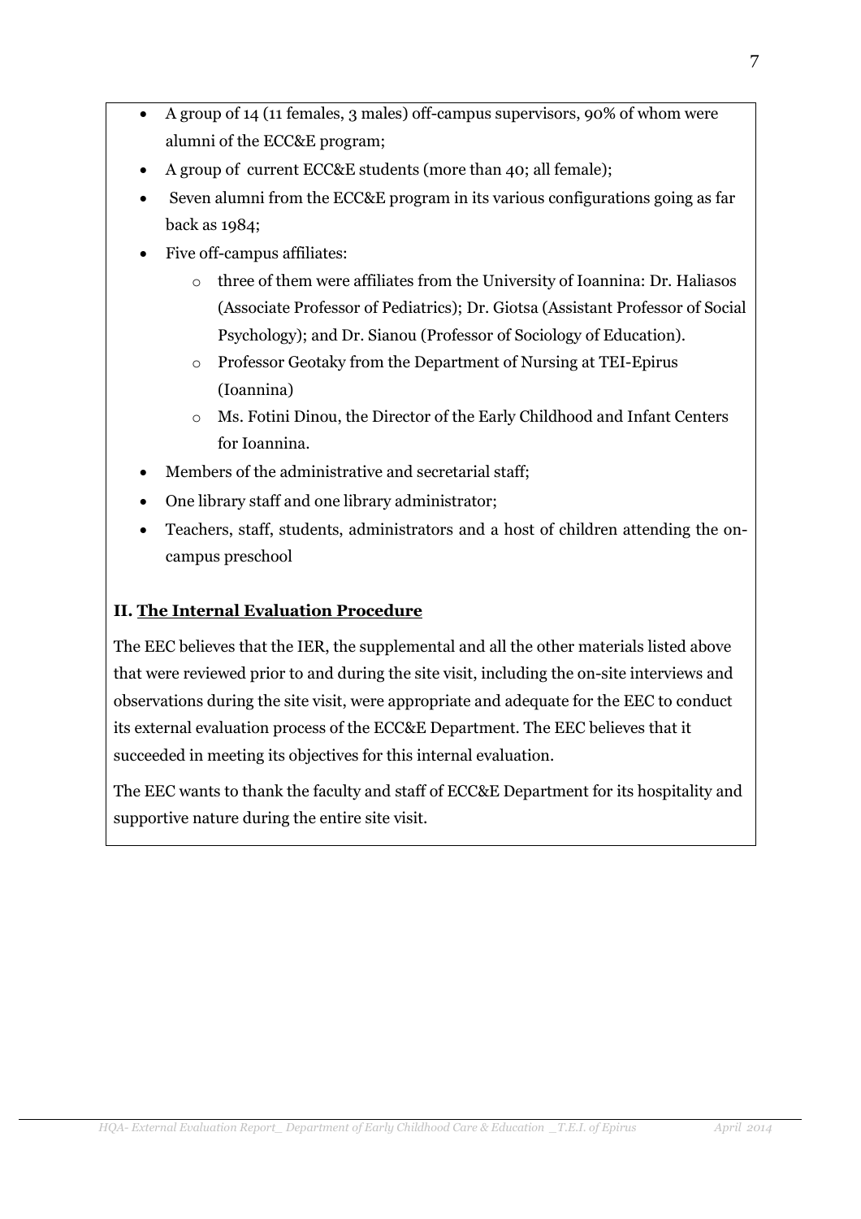- A group of 14 (11 females, 3 males) off-campus supervisors, 90% of whom were alumni of the ECC&E program;
- A group of current ECC&E students (more than 40; all female);
- Seven alumni from the ECC&E program in its various configurations going as far back as 1984;
- Five off-campus affiliates:
  - three of them were affiliates from the University of Ioannina: Dr. Haliasos (Associate Professor of Pediatrics); Dr. Giotsa (Assistant Professor of Social Psychology); and Dr. Sianou (Professor of Sociology of Education).
  - Professor Geotaky from the Department of Nursing at TEI-Epirus (Ioannina)
  - Ms. Fotini Dinou, the Director of the Early Childhood and Infant Centers for Ioannina.
- Members of the administrative and secretarial staff;
- One library staff and one library administrator;
- Teachers, staff, students, administrators and a host of children attending the on-campus preschool

**II. The Internal Evaluation Procedure**

The EEC believes that the IER, the supplemental and all the other materials listed above that were reviewed prior to and during the site visit, including the on-site interviews and observations during the site visit, were appropriate and adequate for the EEC to conduct its external evaluation process of the ECC&E Department. The EEC believes that it succeeded in meeting its objectives for this internal evaluation.

The EEC wants to thank the faculty and staff of ECC&E Department for its hospitality and supportive nature during the entire site visit.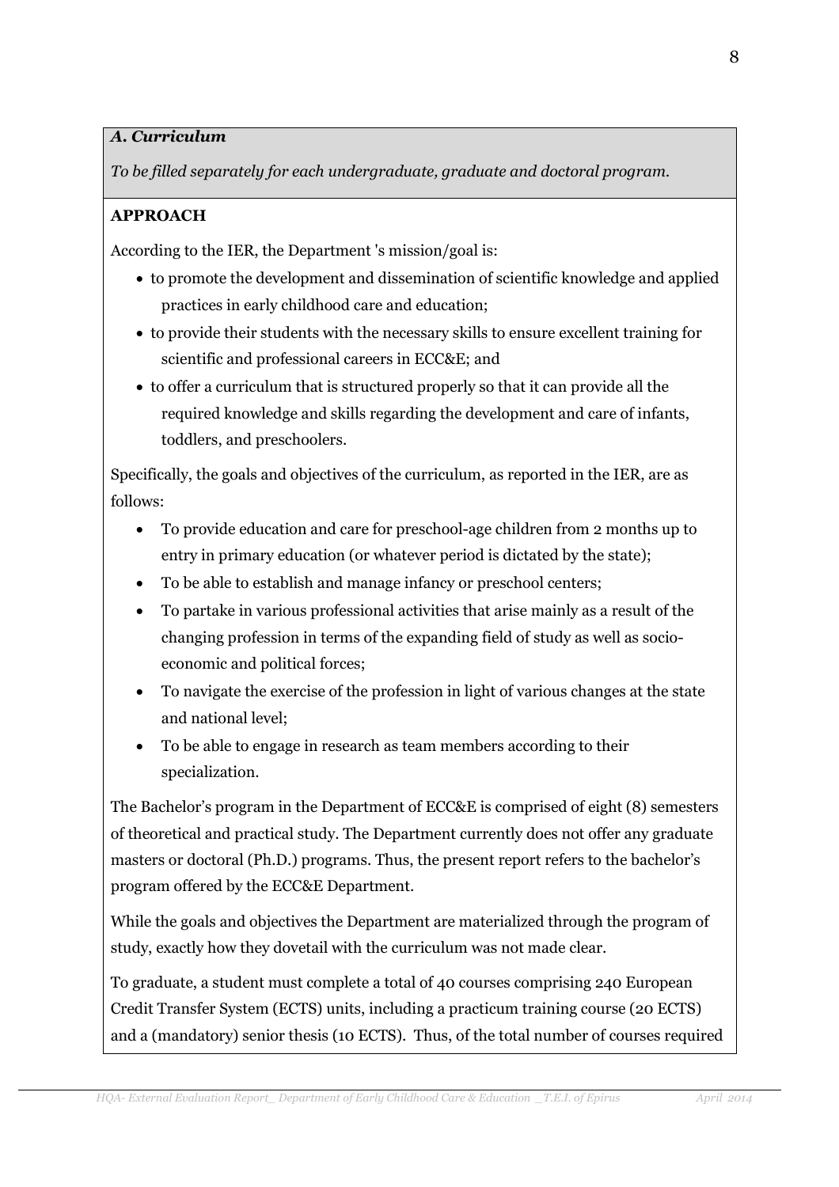### *A. Curriculum*

*To be filled separately for each undergraduate, graduate and doctoral program.*

**APPROACH**

According to the IER, the Department 's mission/goal is:

- to promote the development and dissemination of scientific knowledge and applied practices in early childhood care and education;
- to provide their students with the necessary skills to ensure excellent training for scientific and professional careers in ECC&E; and
- to offer a curriculum that is structured properly so that it can provide all the required knowledge and skills regarding the development and care of infants, toddlers, and preschoolers.

Specifically, the goals and objectives of the curriculum, as reported in the IER, are as follows:

- To provide education and care for preschool-age children from 2 months up to entry in primary education (or whatever period is dictated by the state);
- To be able to establish and manage infancy or preschool centers;
- To partake in various professional activities that arise mainly as a result of the changing profession in terms of the expanding field of study as well as socio-economic and political forces;
- To navigate the exercise of the profession in light of various changes at the state and national level;
- To be able to engage in research as team members according to their specialization.

The Bachelor's program in the Department of ECC&E is comprised of eight (8) semesters of theoretical and practical study. The Department currently does not offer any graduate masters or doctoral (Ph.D.) programs. Thus, the present report refers to the bachelor's program offered by the ECC&E Department.

While the goals and objectives the Department are materialized through the program of study, exactly how they dovetail with the curriculum was not made clear.

To graduate, a student must complete a total of 40 courses comprising 240 European Credit Transfer System (ECTS) units, including a practicum training course (20 ECTS) and a (mandatory) senior thesis (10 ECTS). Thus, of the total number of courses required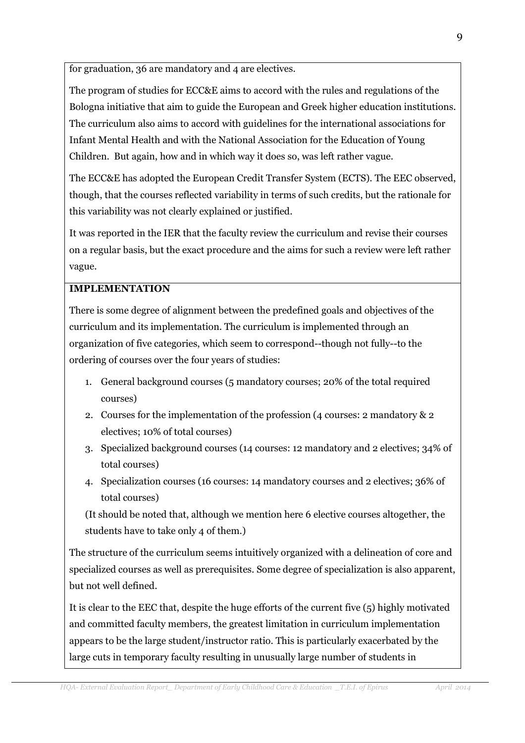for graduation, 36 are mandatory and 4 are electives.

The program of studies for ECC&E aims to accord with the rules and regulations of the Bologna initiative that aim to guide the European and Greek higher education institutions. The curriculum also aims to accord with guidelines for the international associations for Infant Mental Health and with the National Association for the Education of Young Children. But again, how and in which way it does so, was left rather vague.

The ECC&E has adopted the European Credit Transfer System (ECTS). The EEC observed, though, that the courses reflected variability in terms of such credits, but the rationale for this variability was not clearly explained or justified.

It was reported in the IER that the faculty review the curriculum and revise their courses on a regular basis, but the exact procedure and the aims for such a review were left rather vague.

**IMPLEMENTATION**

There is some degree of alignment between the predefined goals and objectives of the curriculum and its implementation. The curriculum is implemented through an organization of five categories, which seem to correspond--though not fully--to the ordering of courses over the four years of studies:

1. General background courses (5 mandatory courses; 20% of the total required courses)
2. Courses for the implementation of the profession (4 courses: 2 mandatory & 2 electives; 10% of total courses)
3. Specialized background courses (14 courses: 12 mandatory and 2 electives; 34% of total courses)
4. Specialization courses (16 courses: 14 mandatory courses and 2 electives; 36% of total courses)

(It should be noted that, although we mention here 6 elective courses altogether, the students have to take only 4 of them.)

The structure of the curriculum seems intuitively organized with a delineation of core and specialized courses as well as prerequisites. Some degree of specialization is also apparent, but not well defined.

It is clear to the EEC that, despite the huge efforts of the current five (5) highly motivated and committed faculty members, the greatest limitation in curriculum implementation appears to be the large student/instructor ratio. This is particularly exacerbated by the large cuts in temporary faculty resulting in unusually large number of students in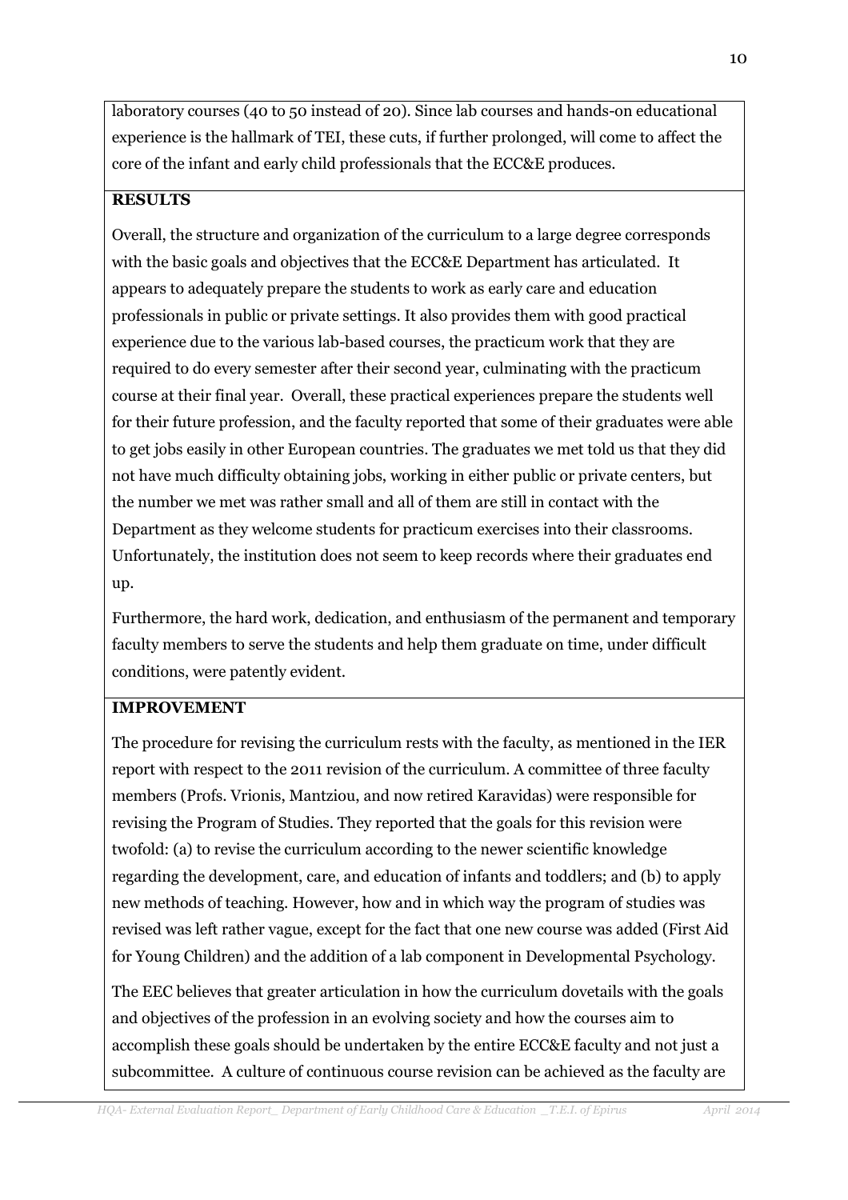laboratory courses (40 to 50 instead of 20). Since lab courses and hands-on educational experience is the hallmark of TEI, these cuts, if further prolonged, will come to affect the core of the infant and early child professionals that the ECC&E produces.

**RESULTS**

Overall, the structure and organization of the curriculum to a large degree corresponds with the basic goals and objectives that the ECC&E Department has articulated. It appears to adequately prepare the students to work as early care and education professionals in public or private settings. It also provides them with good practical experience due to the various lab-based courses, the practicum work that they are required to do every semester after their second year, culminating with the practicum course at their final year. Overall, these practical experiences prepare the students well for their future profession, and the faculty reported that some of their graduates were able to get jobs easily in other European countries. The graduates we met told us that they did not have much difficulty obtaining jobs, working in either public or private centers, but the number we met was rather small and all of them are still in contact with the Department as they welcome students for practicum exercises into their classrooms. Unfortunately, the institution does not seem to keep records where their graduates end up.

Furthermore, the hard work, dedication, and enthusiasm of the permanent and temporary faculty members to serve the students and help them graduate on time, under difficult conditions, were patently evident.

**IMPROVEMENT**

The procedure for revising the curriculum rests with the faculty, as mentioned in the IER report with respect to the 2011 revision of the curriculum. A committee of three faculty members (Profs. Vrionis, Mantziou, and now retired Karavidas) were responsible for revising the Program of Studies. They reported that the goals for this revision were twofold: (a) to revise the curriculum according to the newer scientific knowledge regarding the development, care, and education of infants and toddlers; and (b) to apply new methods of teaching. However, how and in which way the program of studies was revised was left rather vague, except for the fact that one new course was added (First Aid for Young Children) and the addition of a lab component in Developmental Psychology.

The EEC believes that greater articulation in how the curriculum dovetails with the goals and objectives of the profession in an evolving society and how the courses aim to accomplish these goals should be undertaken by the entire ECC&E faculty and not just a subcommittee. A culture of continuous course revision can be achieved as the faculty are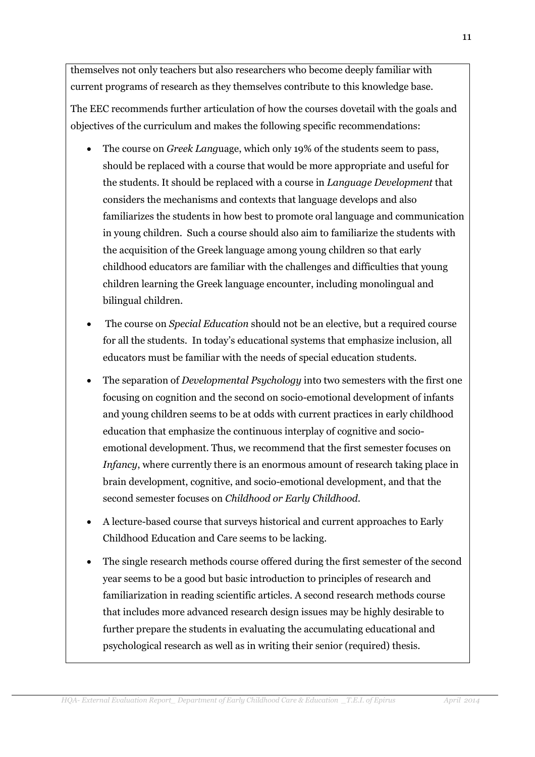themselves not only teachers but also researchers who become deeply familiar with current programs of research as they themselves contribute to this knowledge base.

The EEC recommends further articulation of how the courses dovetail with the goals and objectives of the curriculum and makes the following specific recommendations:

- The course on *Greek Lang*uage, which only 19% of the students seem to pass, should be replaced with a course that would be more appropriate and useful for the students. It should be replaced with a course in *Language Development* that considers the mechanisms and contexts that language develops and also familiarizes the students in how best to promote oral language and communication in young children. Such a course should also aim to familiarize the students with the acquisition of the Greek language among young children so that early childhood educators are familiar with the challenges and difficulties that young children learning the Greek language encounter, including monolingual and bilingual children.
- The course on *Special Education* should not be an elective, but a required course for all the students. In today's educational systems that emphasize inclusion, all educators must be familiar with the needs of special education students.
- The separation of *Developmental Psychology* into two semesters with the first one focusing on cognition and the second on socio-emotional development of infants and young children seems to be at odds with current practices in early childhood education that emphasize the continuous interplay of cognitive and socio-emotional development. Thus, we recommend that the first semester focuses on *Infancy*, where currently there is an enormous amount of research taking place in brain development, cognitive, and socio-emotional development, and that the second semester focuses on *Childhood or Early Childhood.*
- A lecture-based course that surveys historical and current approaches to Early Childhood Education and Care seems to be lacking.
- The single research methods course offered during the first semester of the second year seems to be a good but basic introduction to principles of research and familiarization in reading scientific articles. A second research methods course that includes more advanced research design issues may be highly desirable to further prepare the students in evaluating the accumulating educational and psychological research as well as in writing their senior (required) thesis.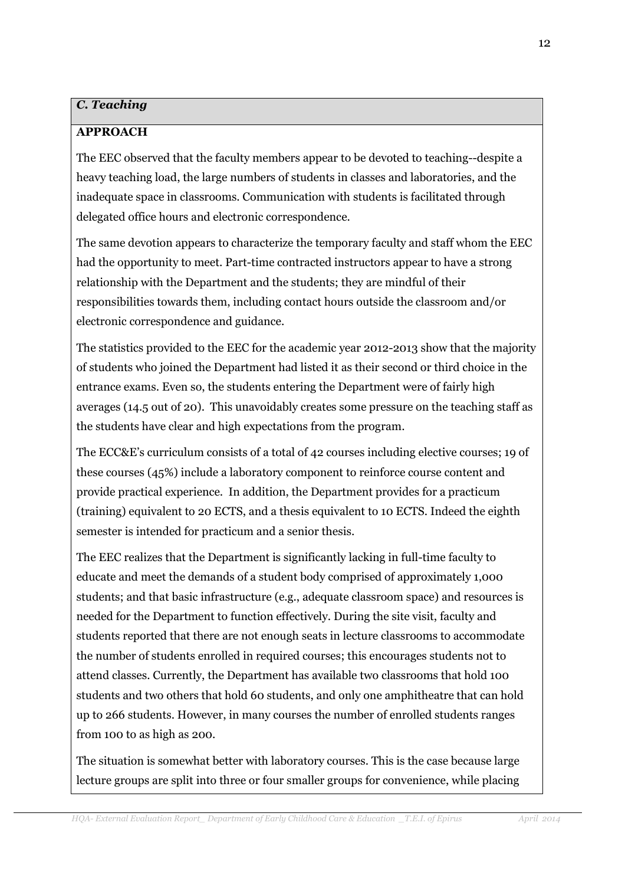## *C. Teaching*

**APPROACH**

The EEC observed that the faculty members appear to be devoted to teaching--despite a heavy teaching load, the large numbers of students in classes and laboratories, and the inadequate space in classrooms. Communication with students is facilitated through delegated office hours and electronic correspondence.

The same devotion appears to characterize the temporary faculty and staff whom the EEC had the opportunity to meet. Part-time contracted instructors appear to have a strong relationship with the Department and the students; they are mindful of their responsibilities towards them, including contact hours outside the classroom and/or electronic correspondence and guidance.

The statistics provided to the EEC for the academic year 2012-2013 show that the majority of students who joined the Department had listed it as their second or third choice in the entrance exams. Even so, the students entering the Department were of fairly high averages (14.5 out of 20). This unavoidably creates some pressure on the teaching staff as the students have clear and high expectations from the program.

The ECC&E's curriculum consists of a total of 42 courses including elective courses; 19 of these courses (45%) include a laboratory component to reinforce course content and provide practical experience. In addition, the Department provides for a practicum (training) equivalent to 20 ECTS, and a thesis equivalent to 10 ECTS. Indeed the eighth semester is intended for practicum and a senior thesis.

The EEC realizes that the Department is significantly lacking in full-time faculty to educate and meet the demands of a student body comprised of approximately 1,000 students; and that basic infrastructure (e.g., adequate classroom space) and resources is needed for the Department to function effectively. During the site visit, faculty and students reported that there are not enough seats in lecture classrooms to accommodate the number of students enrolled in required courses; this encourages students not to attend classes. Currently, the Department has available two classrooms that hold 100 students and two others that hold 60 students, and only one amphitheatre that can hold up to 266 students. However, in many courses the number of enrolled students ranges from 100 to as high as 200.

The situation is somewhat better with laboratory courses. This is the case because large lecture groups are split into three or four smaller groups for convenience, while placing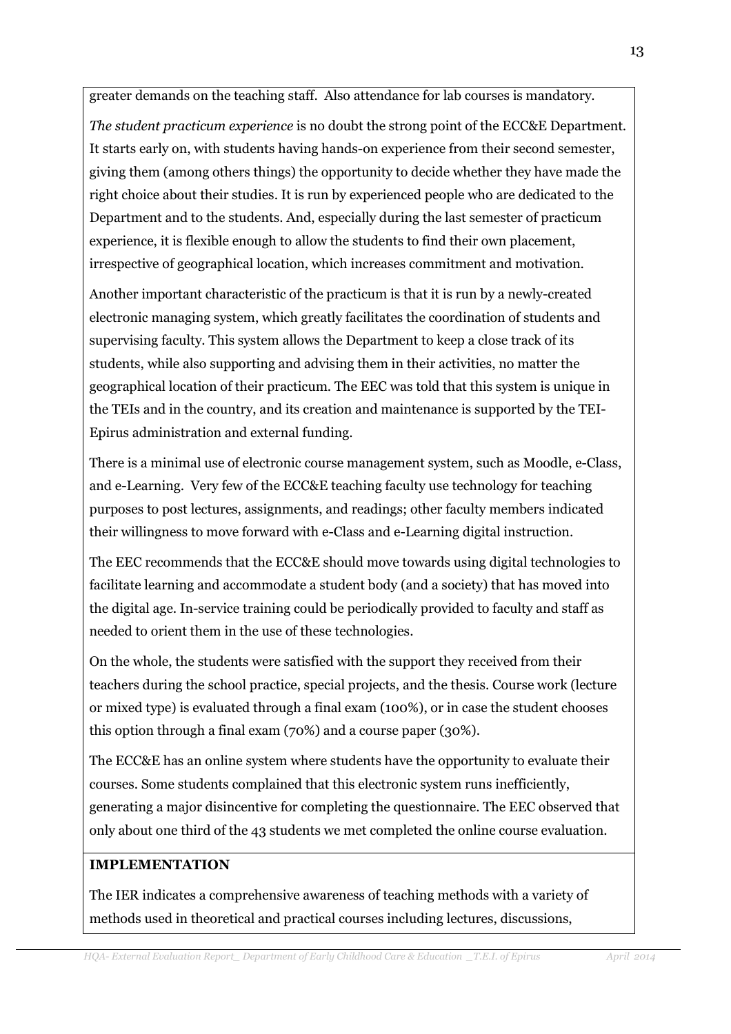greater demands on the teaching staff. Also attendance for lab courses is mandatory.

*The student practicum experience* is no doubt the strong point of the ECC&E Department. It starts early on, with students having hands-on experience from their second semester, giving them (among others things) the opportunity to decide whether they have made the right choice about their studies. It is run by experienced people who are dedicated to the Department and to the students. And, especially during the last semester of practicum experience, it is flexible enough to allow the students to find their own placement, irrespective of geographical location, which increases commitment and motivation.

Another important characteristic of the practicum is that it is run by a newly-created electronic managing system, which greatly facilitates the coordination of students and supervising faculty. This system allows the Department to keep a close track of its students, while also supporting and advising them in their activities, no matter the geographical location of their practicum. The EEC was told that this system is unique in the TEIs and in the country, and its creation and maintenance is supported by the TEI-Epirus administration and external funding.

There is a minimal use of electronic course management system, such as Moodle, e-Class, and e-Learning. Very few of the ECC&E teaching faculty use technology for teaching purposes to post lectures, assignments, and readings; other faculty members indicated their willingness to move forward with e-Class and e-Learning digital instruction.

The EEC recommends that the ECC&E should move towards using digital technologies to facilitate learning and accommodate a student body (and a society) that has moved into the digital age. In-service training could be periodically provided to faculty and staff as needed to orient them in the use of these technologies.

On the whole, the students were satisfied with the support they received from their teachers during the school practice, special projects, and the thesis. Course work (lecture or mixed type) is evaluated through a final exam (100%), or in case the student chooses this option through a final exam (70%) and a course paper (30%).

The ECC&E has an online system where students have the opportunity to evaluate their courses. Some students complained that this electronic system runs inefficiently, generating a major disincentive for completing the questionnaire. The EEC observed that only about one third of the 43 students we met completed the online course evaluation.

**IMPLEMENTATION**

The IER indicates a comprehensive awareness of teaching methods with a variety of methods used in theoretical and practical courses including lectures, discussions,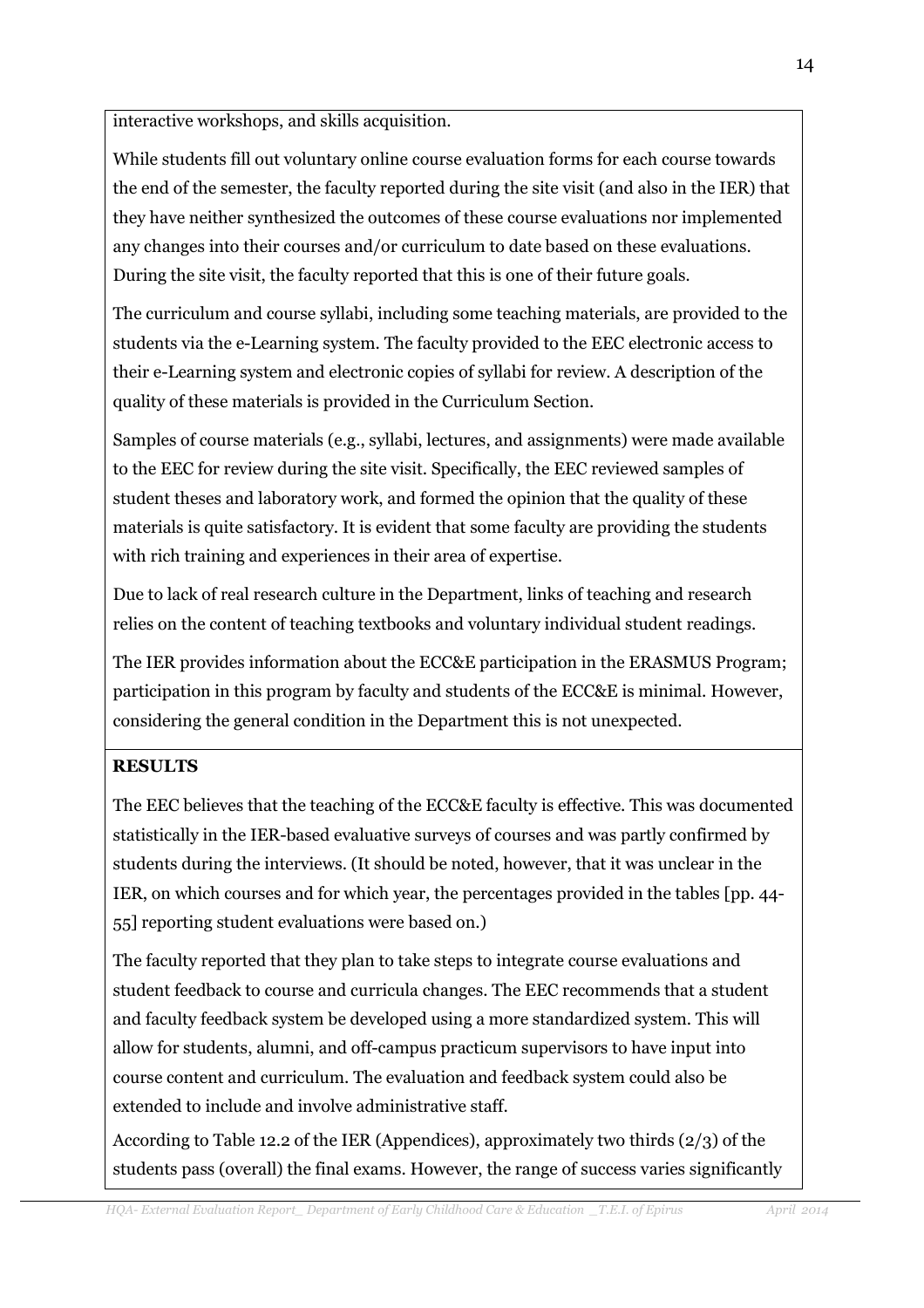interactive workshops, and skills acquisition.

While students fill out voluntary online course evaluation forms for each course towards the end of the semester, the faculty reported during the site visit (and also in the IER) that they have neither synthesized the outcomes of these course evaluations nor implemented any changes into their courses and/or curriculum to date based on these evaluations. During the site visit, the faculty reported that this is one of their future goals.

The curriculum and course syllabi, including some teaching materials, are provided to the students via the e-Learning system. The faculty provided to the EEC electronic access to their e-Learning system and electronic copies of syllabi for review. A description of the quality of these materials is provided in the Curriculum Section.

Samples of course materials (e.g., syllabi, lectures, and assignments) were made available to the EEC for review during the site visit. Specifically, the EEC reviewed samples of student theses and laboratory work, and formed the opinion that the quality of these materials is quite satisfactory. It is evident that some faculty are providing the students with rich training and experiences in their area of expertise.

Due to lack of real research culture in the Department, links of teaching and research relies on the content of teaching textbooks and voluntary individual student readings.

The IER provides information about the ECC&E participation in the ERASMUS Program; participation in this program by faculty and students of the ECC&E is minimal. However, considering the general condition in the Department this is not unexpected.

**RESULTS**

The EEC believes that the teaching of the ECC&E faculty is effective. This was documented statistically in the IER-based evaluative surveys of courses and was partly confirmed by students during the interviews. (It should be noted, however, that it was unclear in the IER, on which courses and for which year, the percentages provided in the tables [pp. 44-55] reporting student evaluations were based on.)

The faculty reported that they plan to take steps to integrate course evaluations and student feedback to course and curricula changes. The EEC recommends that a student and faculty feedback system be developed using a more standardized system. This will allow for students, alumni, and off-campus practicum supervisors to have input into course content and curriculum. The evaluation and feedback system could also be extended to include and involve administrative staff.

According to Table 12.2 of the IER (Appendices), approximately two thirds (2/3) of the students pass (overall) the final exams. However, the range of success varies significantly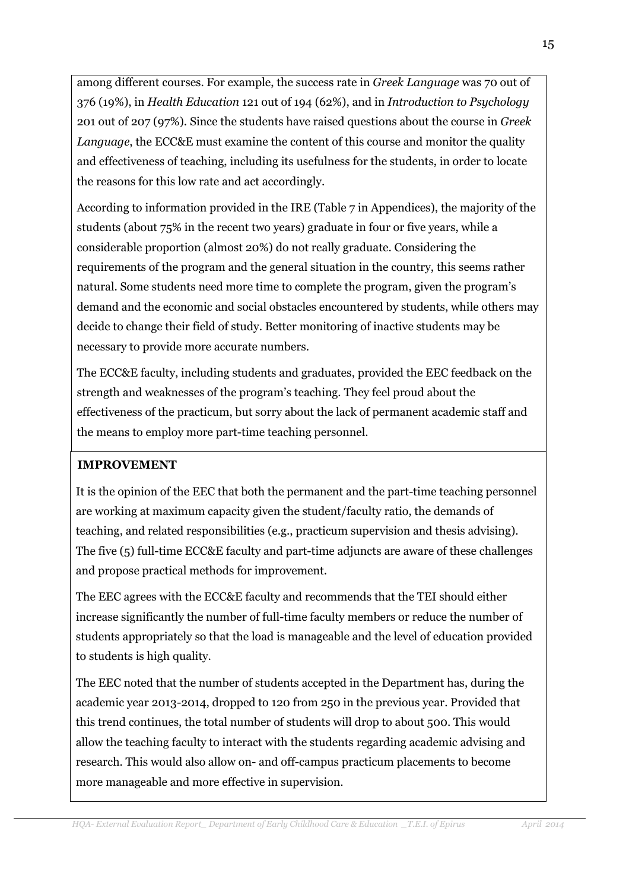among different courses. For example, the success rate in *Greek Language* was 70 out of 376 (19%), in *Health Education* 121 out of 194 (62%), and in *Introduction to Psychology* 201 out of 207 (97%). Since the students have raised questions about the course in *Greek Language*, the ECC&E must examine the content of this course and monitor the quality and effectiveness of teaching, including its usefulness for the students, in order to locate the reasons for this low rate and act accordingly.

According to information provided in the IRE (Table 7 in Appendices), the majority of the students (about 75% in the recent two years) graduate in four or five years, while a considerable proportion (almost 20%) do not really graduate. Considering the requirements of the program and the general situation in the country, this seems rather natural. Some students need more time to complete the program, given the program's demand and the economic and social obstacles encountered by students, while others may decide to change their field of study. Better monitoring of inactive students may be necessary to provide more accurate numbers.

The ECC&E faculty, including students and graduates, provided the EEC feedback on the strength and weaknesses of the program's teaching. They feel proud about the effectiveness of the practicum, but sorry about the lack of permanent academic staff and the means to employ more part-time teaching personnel.

**IMPROVEMENT**

It is the opinion of the EEC that both the permanent and the part-time teaching personnel are working at maximum capacity given the student/faculty ratio, the demands of teaching, and related responsibilities (e.g., practicum supervision and thesis advising). The five (5) full-time ECC&E faculty and part-time adjuncts are aware of these challenges and propose practical methods for improvement.

The EEC agrees with the ECC&E faculty and recommends that the TEI should either increase significantly the number of full-time faculty members or reduce the number of students appropriately so that the load is manageable and the level of education provided to students is high quality.

The EEC noted that the number of students accepted in the Department has, during the academic year 2013-2014, dropped to 120 from 250 in the previous year. Provided that this trend continues, the total number of students will drop to about 500. This would allow the teaching faculty to interact with the students regarding academic advising and research. This would also allow on- and off-campus practicum placements to become more manageable and more effective in supervision.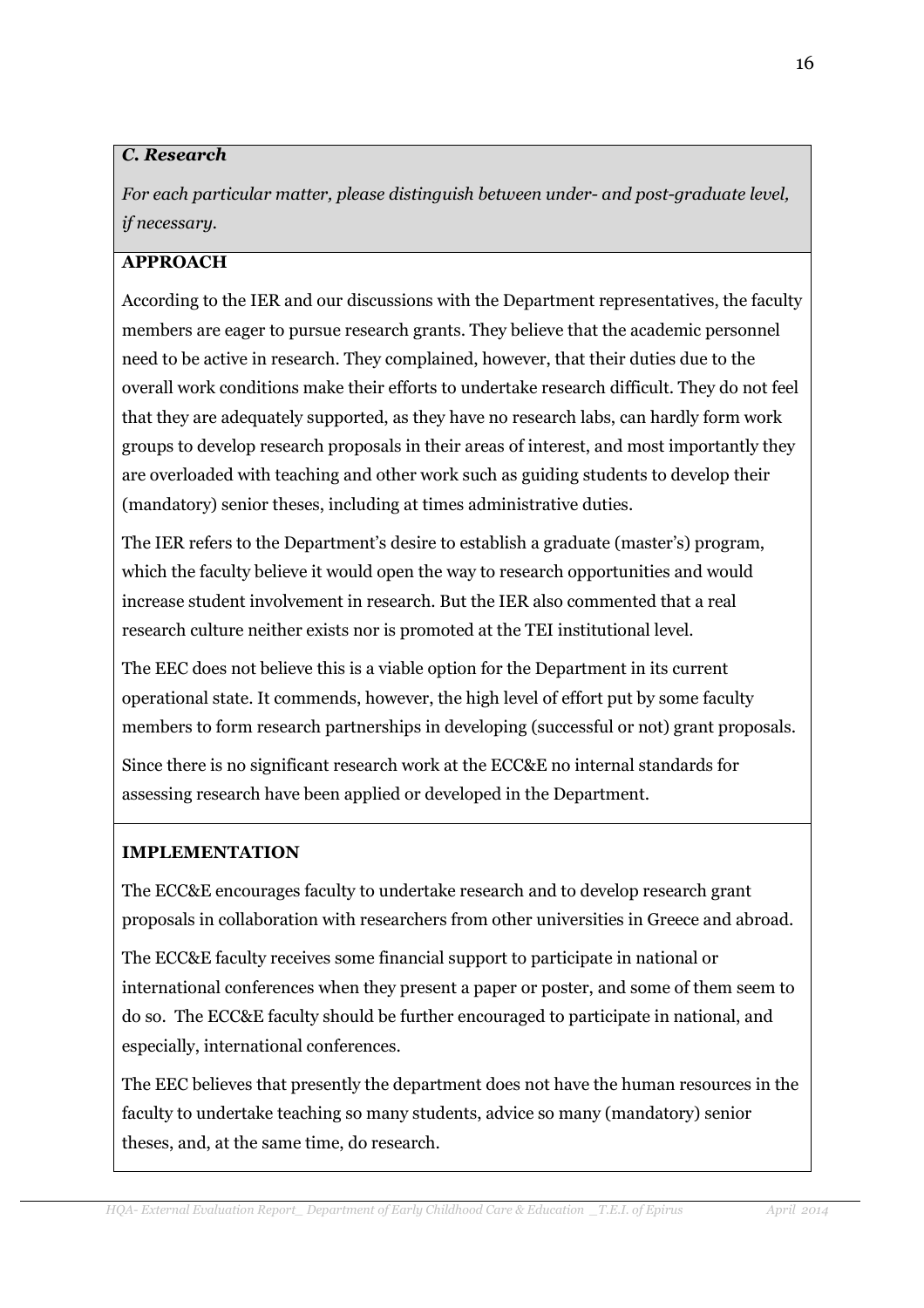### *C. Research*

*For each particular matter, please distinguish between under- and post-graduate level, if necessary.*

**APPROACH**

According to the IER and our discussions with the Department representatives, the faculty members are eager to pursue research grants. They believe that the academic personnel need to be active in research. They complained, however, that their duties due to the overall work conditions make their efforts to undertake research difficult. They do not feel that they are adequately supported, as they have no research labs, can hardly form work groups to develop research proposals in their areas of interest, and most importantly they are overloaded with teaching and other work such as guiding students to develop their (mandatory) senior theses, including at times administrative duties.

The IER refers to the Department's desire to establish a graduate (master's) program, which the faculty believe it would open the way to research opportunities and would increase student involvement in research. But the IER also commented that a real research culture neither exists nor is promoted at the TEI institutional level.

The EEC does not believe this is a viable option for the Department in its current operational state. It commends, however, the high level of effort put by some faculty members to form research partnerships in developing (successful or not) grant proposals.

Since there is no significant research work at the ECC&E no internal standards for assessing research have been applied or developed in the Department.

**IMPLEMENTATION**

The ECC&E encourages faculty to undertake research and to develop research grant proposals in collaboration with researchers from other universities in Greece and abroad.

The ECC&E faculty receives some financial support to participate in national or international conferences when they present a paper or poster, and some of them seem to do so. The ECC&E faculty should be further encouraged to participate in national, and especially, international conferences.

The EEC believes that presently the department does not have the human resources in the faculty to undertake teaching so many students, advice so many (mandatory) senior theses, and, at the same time, do research.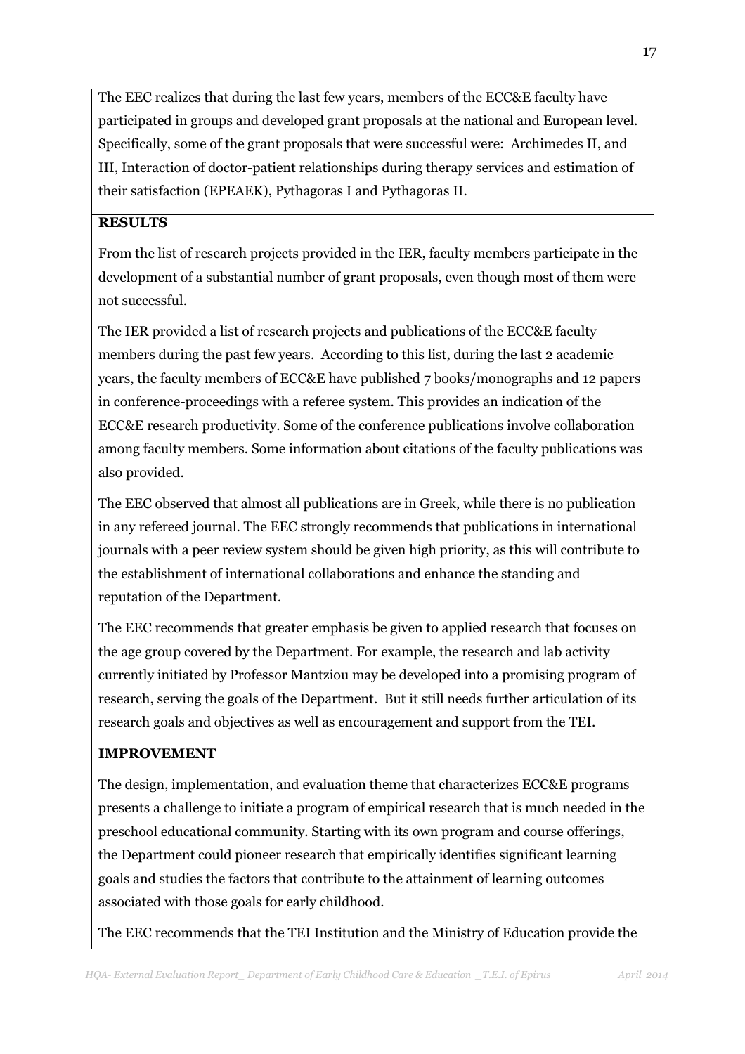The EEC realizes that during the last few years, members of the ECC&E faculty have participated in groups and developed grant proposals at the national and European level. Specifically, some of the grant proposals that were successful were: Archimedes II, and III, Interaction of doctor-patient relationships during therapy services and estimation of their satisfaction (EPEAEK), Pythagoras I and Pythagoras II.

**RESULTS**

From the list of research projects provided in the IER, faculty members participate in the development of a substantial number of grant proposals, even though most of them were not successful.

The IER provided a list of research projects and publications of the ECC&E faculty members during the past few years. According to this list, during the last 2 academic years, the faculty members of ECC&E have published 7 books/monographs and 12 papers in conference-proceedings with a referee system. This provides an indication of the ECC&E research productivity. Some of the conference publications involve collaboration among faculty members. Some information about citations of the faculty publications was also provided.

The EEC observed that almost all publications are in Greek, while there is no publication in any refereed journal. The EEC strongly recommends that publications in international journals with a peer review system should be given high priority, as this will contribute to the establishment of international collaborations and enhance the standing and reputation of the Department.

The EEC recommends that greater emphasis be given to applied research that focuses on the age group covered by the Department. For example, the research and lab activity currently initiated by Professor Mantziou may be developed into a promising program of research, serving the goals of the Department. But it still needs further articulation of its research goals and objectives as well as encouragement and support from the TEI.

**IMPROVEMENT**

The design, implementation, and evaluation theme that characterizes ECC&E programs presents a challenge to initiate a program of empirical research that is much needed in the preschool educational community. Starting with its own program and course offerings, the Department could pioneer research that empirically identifies significant learning goals and studies the factors that contribute to the attainment of learning outcomes associated with those goals for early childhood.

The EEC recommends that the TEI Institution and the Ministry of Education provide the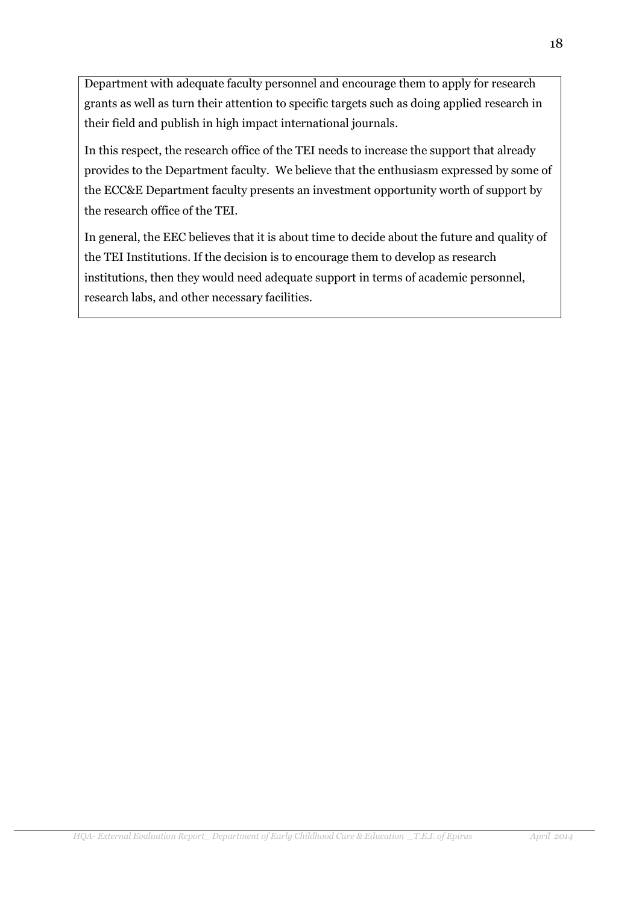Department with adequate faculty personnel and encourage them to apply for research grants as well as turn their attention to specific targets such as doing applied research in their field and publish in high impact international journals.

In this respect, the research office of the TEI needs to increase the support that already provides to the Department faculty. We believe that the enthusiasm expressed by some of the ECC&E Department faculty presents an investment opportunity worth of support by the research office of the TEI.

In general, the EEC believes that it is about time to decide about the future and quality of the TEI Institutions. If the decision is to encourage them to develop as research institutions, then they would need adequate support in terms of academic personnel, research labs, and other necessary facilities.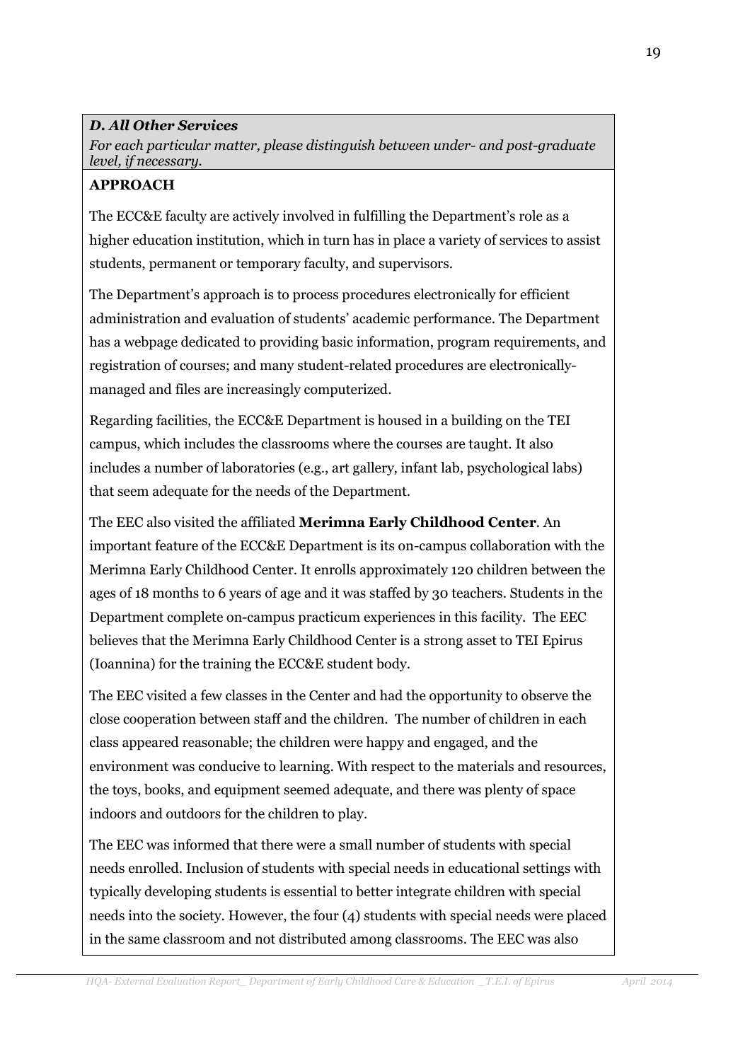***D. All Other Services***

*For each particular matter, please distinguish between under- and post-graduate level, if necessary.*

**APPROACH**

The ECC&E faculty are actively involved in fulfilling the Department's role as a higher education institution, which in turn has in place a variety of services to assist students, permanent or temporary faculty, and supervisors.

The Department's approach is to process procedures electronically for efficient administration and evaluation of students' academic performance. The Department has a webpage dedicated to providing basic information, program requirements, and registration of courses; and many student-related procedures are electronically-managed and files are increasingly computerized.

Regarding facilities, the ECC&E Department is housed in a building on the TEI campus, which includes the classrooms where the courses are taught. It also includes a number of laboratories (e.g., art gallery, infant lab, psychological labs) that seem adequate for the needs of the Department.

The EEC also visited the affiliated **Merimna Early Childhood Center**. An important feature of the ECC&E Department is its on-campus collaboration with the Merimna Early Childhood Center. It enrolls approximately 120 children between the ages of 18 months to 6 years of age and it was staffed by 30 teachers. Students in the Department complete on-campus practicum experiences in this facility. The EEC believes that the Merimna Early Childhood Center is a strong asset to TEI Epirus (Ioannina) for the training the ECC&E student body.

The EEC visited a few classes in the Center and had the opportunity to observe the close cooperation between staff and the children. The number of children in each class appeared reasonable; the children were happy and engaged, and the environment was conducive to learning. With respect to the materials and resources, the toys, books, and equipment seemed adequate, and there was plenty of space indoors and outdoors for the children to play.

The EEC was informed that there were a small number of students with special needs enrolled. Inclusion of students with special needs in educational settings with typically developing students is essential to better integrate children with special needs into the society. However, the four (4) students with special needs were placed in the same classroom and not distributed among classrooms. The EEC was also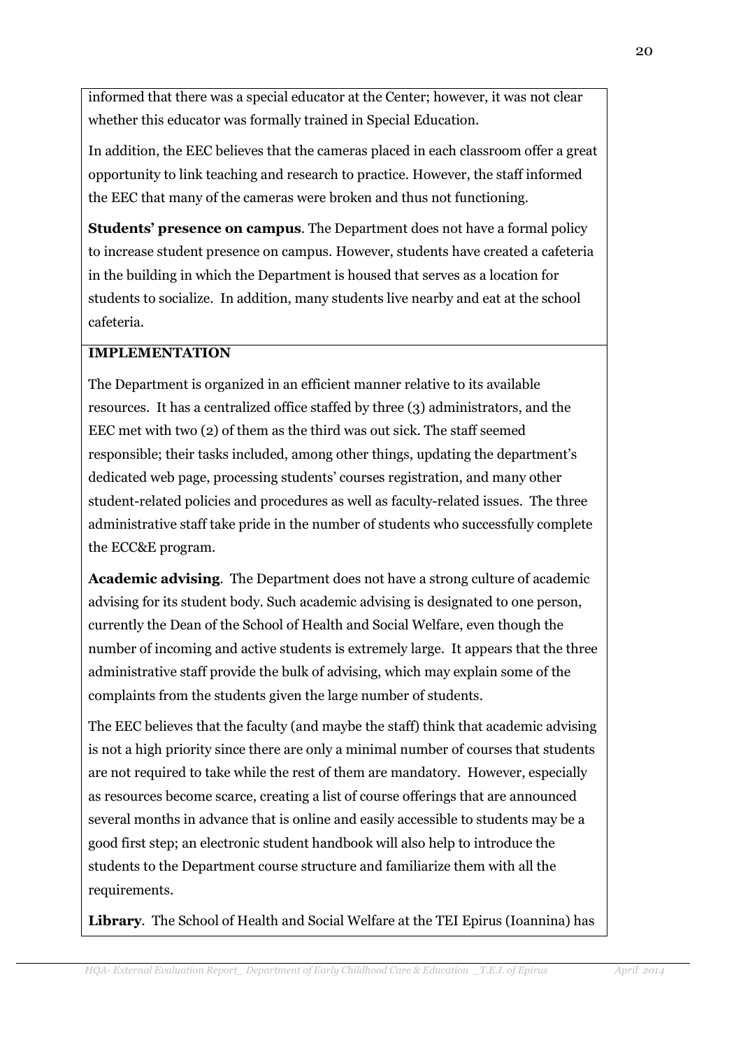informed that there was a special educator at the Center; however, it was not clear whether this educator was formally trained in Special Education.

In addition, the EEC believes that the cameras placed in each classroom offer a great opportunity to link teaching and research to practice. However, the staff informed the EEC that many of the cameras were broken and thus not functioning.

**Students' presence on campus**. The Department does not have a formal policy to increase student presence on campus. However, students have created a cafeteria in the building in which the Department is housed that serves as a location for students to socialize. In addition, many students live nearby and eat at the school cafeteria.

**IMPLEMENTATION**

The Department is organized in an efficient manner relative to its available resources. It has a centralized office staffed by three (3) administrators, and the EEC met with two (2) of them as the third was out sick. The staff seemed responsible; their tasks included, among other things, updating the department's dedicated web page, processing students' courses registration, and many other student-related policies and procedures as well as faculty-related issues. The three administrative staff take pride in the number of students who successfully complete the ECC&E program.

**Academic advising**. The Department does not have a strong culture of academic advising for its student body. Such academic advising is designated to one person, currently the Dean of the School of Health and Social Welfare, even though the number of incoming and active students is extremely large. It appears that the three administrative staff provide the bulk of advising, which may explain some of the complaints from the students given the large number of students.

The EEC believes that the faculty (and maybe the staff) think that academic advising is not a high priority since there are only a minimal number of courses that students are not required to take while the rest of them are mandatory. However, especially as resources become scarce, creating a list of course offerings that are announced several months in advance that is online and easily accessible to students may be a good first step; an electronic student handbook will also help to introduce the students to the Department course structure and familiarize them with all the requirements.

**Library**. The School of Health and Social Welfare at the TEI Epirus (Ioannina) has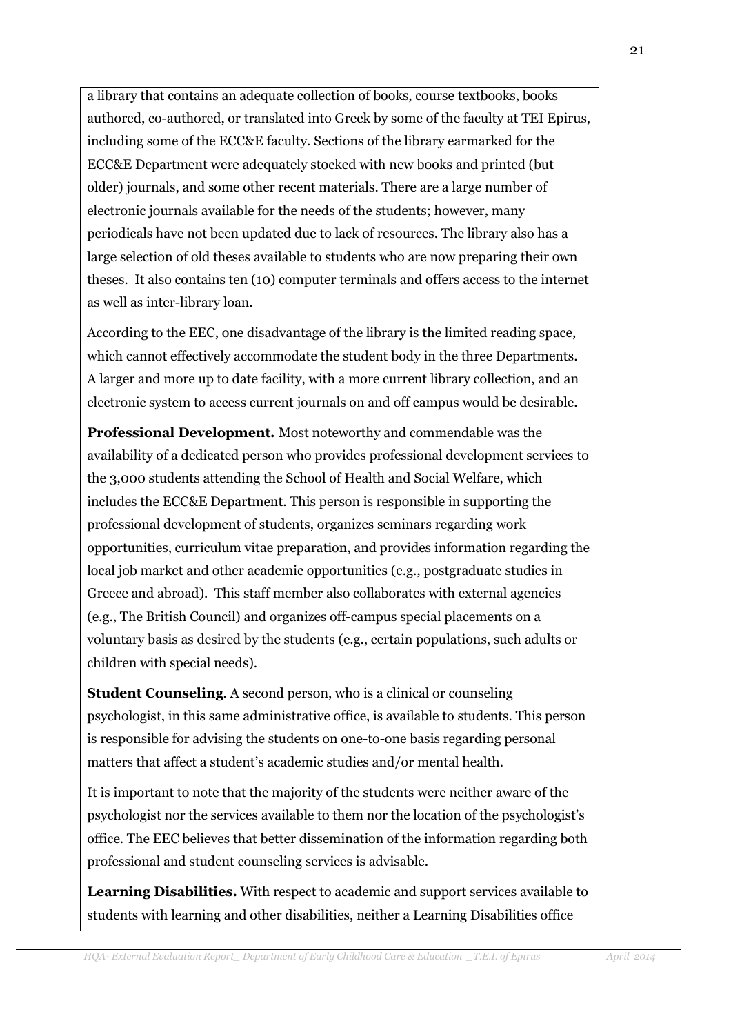a library that contains an adequate collection of books, course textbooks, books authored, co-authored, or translated into Greek by some of the faculty at TEI Epirus, including some of the ECC&E faculty. Sections of the library earmarked for the ECC&E Department were adequately stocked with new books and printed (but older) journals, and some other recent materials. There are a large number of electronic journals available for the needs of the students; however, many periodicals have not been updated due to lack of resources. The library also has a large selection of old theses available to students who are now preparing their own theses. It also contains ten (10) computer terminals and offers access to the internet as well as inter-library loan.

According to the EEC, one disadvantage of the library is the limited reading space, which cannot effectively accommodate the student body in the three Departments. A larger and more up to date facility, with a more current library collection, and an electronic system to access current journals on and off campus would be desirable.

**Professional Development.** Most noteworthy and commendable was the availability of a dedicated person who provides professional development services to the 3,000 students attending the School of Health and Social Welfare, which includes the ECC&E Department. This person is responsible in supporting the professional development of students, organizes seminars regarding work opportunities, curriculum vitae preparation, and provides information regarding the local job market and other academic opportunities (e.g., postgraduate studies in Greece and abroad). This staff member also collaborates with external agencies (e.g., The British Council) and organizes off-campus special placements on a voluntary basis as desired by the students (e.g., certain populations, such adults or children with special needs).

**Student Counseling**. A second person, who is a clinical or counseling psychologist, in this same administrative office, is available to students. This person is responsible for advising the students on one-to-one basis regarding personal matters that affect a student's academic studies and/or mental health.

It is important to note that the majority of the students were neither aware of the psychologist nor the services available to them nor the location of the psychologist's office. The EEC believes that better dissemination of the information regarding both professional and student counseling services is advisable.

**Learning Disabilities.** With respect to academic and support services available to students with learning and other disabilities, neither a Learning Disabilities office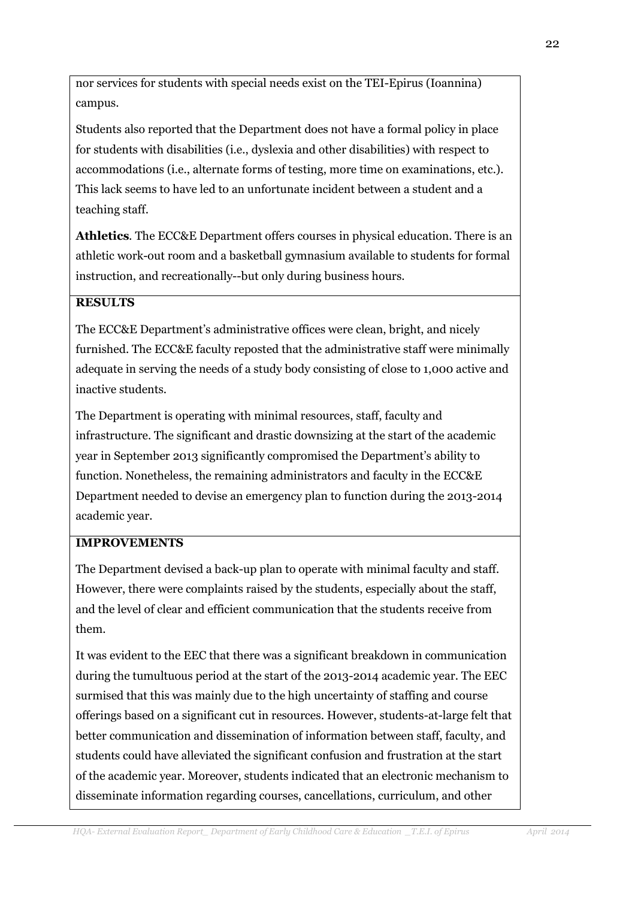nor services for students with special needs exist on the TEI-Epirus (Ioannina) campus.

Students also reported that the Department does not have a formal policy in place for students with disabilities (i.e., dyslexia and other disabilities) with respect to accommodations (i.e., alternate forms of testing, more time on examinations, etc.). This lack seems to have led to an unfortunate incident between a student and a teaching staff.

**Athletics**. The ECC&E Department offers courses in physical education. There is an athletic work-out room and a basketball gymnasium available to students for formal instruction, and recreationally--but only during business hours.

**RESULTS**

The ECC&E Department's administrative offices were clean, bright, and nicely furnished. The ECC&E faculty reposted that the administrative staff were minimally adequate in serving the needs of a study body consisting of close to 1,000 active and inactive students.

The Department is operating with minimal resources, staff, faculty and infrastructure. The significant and drastic downsizing at the start of the academic year in September 2013 significantly compromised the Department's ability to function. Nonetheless, the remaining administrators and faculty in the ECC&E Department needed to devise an emergency plan to function during the 2013-2014 academic year.

**IMPROVEMENTS**

The Department devised a back-up plan to operate with minimal faculty and staff. However, there were complaints raised by the students, especially about the staff, and the level of clear and efficient communication that the students receive from them.

It was evident to the EEC that there was a significant breakdown in communication during the tumultuous period at the start of the 2013-2014 academic year. The EEC surmised that this was mainly due to the high uncertainty of staffing and course offerings based on a significant cut in resources. However, students-at-large felt that better communication and dissemination of information between staff, faculty, and students could have alleviated the significant confusion and frustration at the start of the academic year. Moreover, students indicated that an electronic mechanism to disseminate information regarding courses, cancellations, curriculum, and other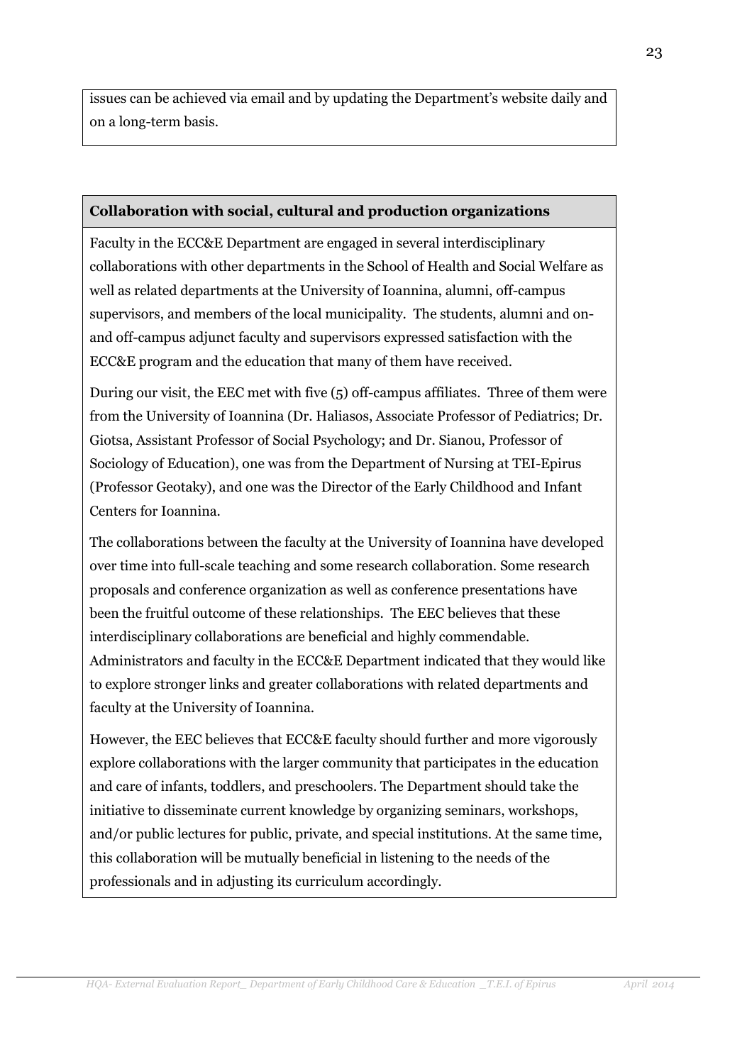issues can be achieved via email and by updating the Department's website daily and on a long-term basis.

**Collaboration with social, cultural and production organizations**

Faculty in the ECC&E Department are engaged in several interdisciplinary collaborations with other departments in the School of Health and Social Welfare as well as related departments at the University of Ioannina, alumni, off-campus supervisors, and members of the local municipality. The students, alumni and on- and off-campus adjunct faculty and supervisors expressed satisfaction with the ECC&E program and the education that many of them have received.

During our visit, the EEC met with five (5) off-campus affiliates. Three of them were from the University of Ioannina (Dr. Haliasos, Associate Professor of Pediatrics; Dr. Giotsa, Assistant Professor of Social Psychology; and Dr. Sianou, Professor of Sociology of Education), one was from the Department of Nursing at TEI-Epirus (Professor Geotaky), and one was the Director of the Early Childhood and Infant Centers for Ioannina.

The collaborations between the faculty at the University of Ioannina have developed over time into full-scale teaching and some research collaboration. Some research proposals and conference organization as well as conference presentations have been the fruitful outcome of these relationships. The EEC believes that these interdisciplinary collaborations are beneficial and highly commendable. Administrators and faculty in the ECC&E Department indicated that they would like to explore stronger links and greater collaborations with related departments and faculty at the University of Ioannina.

However, the EEC believes that ECC&E faculty should further and more vigorously explore collaborations with the larger community that participates in the education and care of infants, toddlers, and preschoolers. The Department should take the initiative to disseminate current knowledge by organizing seminars, workshops, and/or public lectures for public, private, and special institutions. At the same time, this collaboration will be mutually beneficial in listening to the needs of the professionals and in adjusting its curriculum accordingly.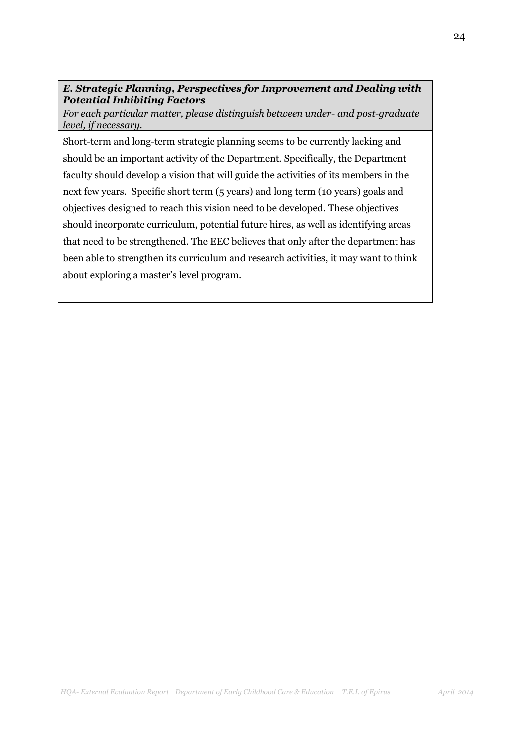***E. Strategic Planning, Perspectives for Improvement and Dealing with Potential Inhibiting Factors***

*For each particular matter, please distinguish between under- and post-graduate level, if necessary.*

Short-term and long-term strategic planning seems to be currently lacking and should be an important activity of the Department. Specifically, the Department faculty should develop a vision that will guide the activities of its members in the next few years. Specific short term (5 years) and long term (10 years) goals and objectives designed to reach this vision need to be developed. These objectives should incorporate curriculum, potential future hires, as well as identifying areas that need to be strengthened. The EEC believes that only after the department has been able to strengthen its curriculum and research activities, it may want to think about exploring a master's level program.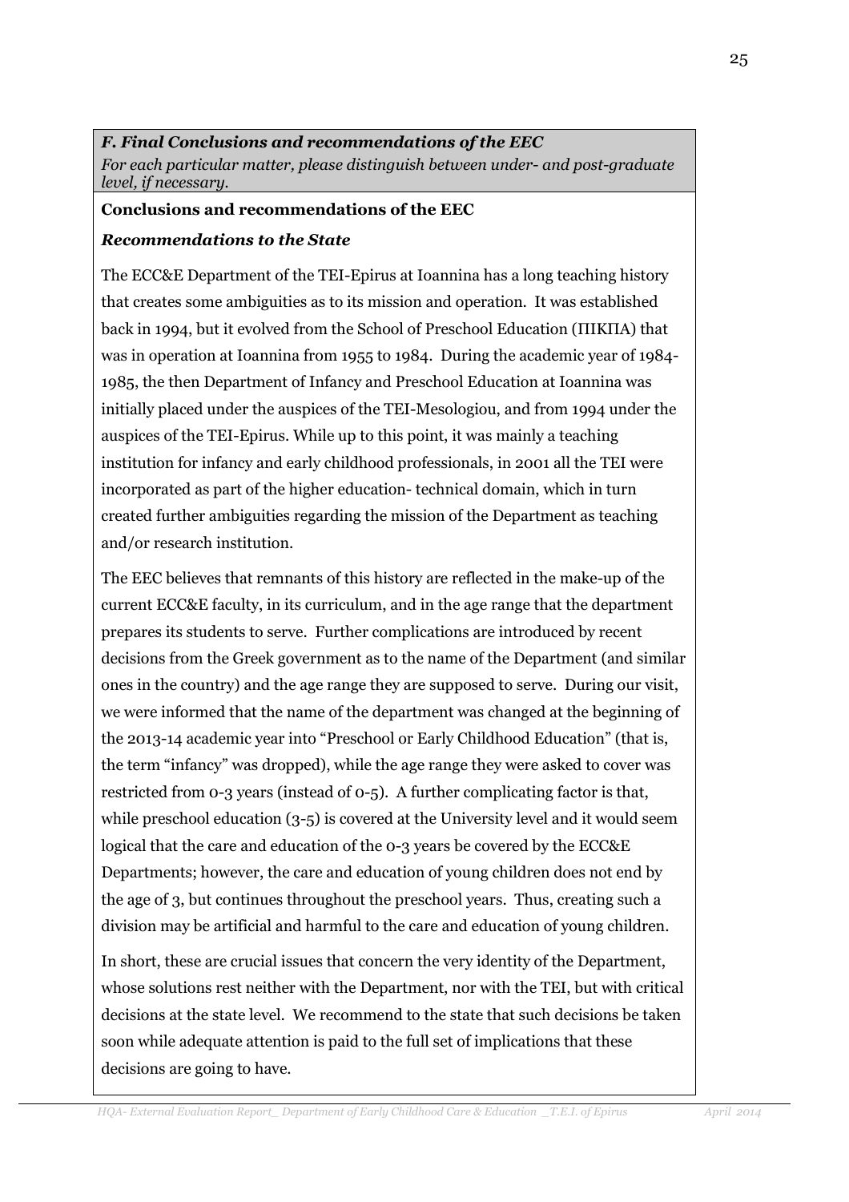### *F. Final Conclusions and recommendations of the EEC*

*For each particular matter, please distinguish between under- and post-graduate level, if necessary.*

**Conclusions and recommendations of the EEC**

***Recommendations to the State***

The ECC&E Department of the TEI-Epirus at Ioannina has a long teaching history that creates some ambiguities as to its mission and operation. It was established back in 1994, but it evolved from the School of Preschool Education (ΠΙΚΠΑ) that was in operation at Ioannina from 1955 to 1984. During the academic year of 1984-1985, the then Department of Infancy and Preschool Education at Ioannina was initially placed under the auspices of the TEI-Mesologiou, and from 1994 under the auspices of the TEI-Epirus. While up to this point, it was mainly a teaching institution for infancy and early childhood professionals, in 2001 all the TEI were incorporated as part of the higher education- technical domain, which in turn created further ambiguities regarding the mission of the Department as teaching and/or research institution.

The EEC believes that remnants of this history are reflected in the make-up of the current ECC&E faculty, in its curriculum, and in the age range that the department prepares its students to serve. Further complications are introduced by recent decisions from the Greek government as to the name of the Department (and similar ones in the country) and the age range they are supposed to serve. During our visit, we were informed that the name of the department was changed at the beginning of the 2013-14 academic year into "Preschool or Early Childhood Education" (that is, the term "infancy" was dropped), while the age range they were asked to cover was restricted from 0-3 years (instead of 0-5). A further complicating factor is that, while preschool education (3-5) is covered at the University level and it would seem logical that the care and education of the 0-3 years be covered by the ECC&E Departments; however, the care and education of young children does not end by the age of 3, but continues throughout the preschool years. Thus, creating such a division may be artificial and harmful to the care and education of young children.

In short, these are crucial issues that concern the very identity of the Department, whose solutions rest neither with the Department, nor with the TEI, but with critical decisions at the state level. We recommend to the state that such decisions be taken soon while adequate attention is paid to the full set of implications that these decisions are going to have.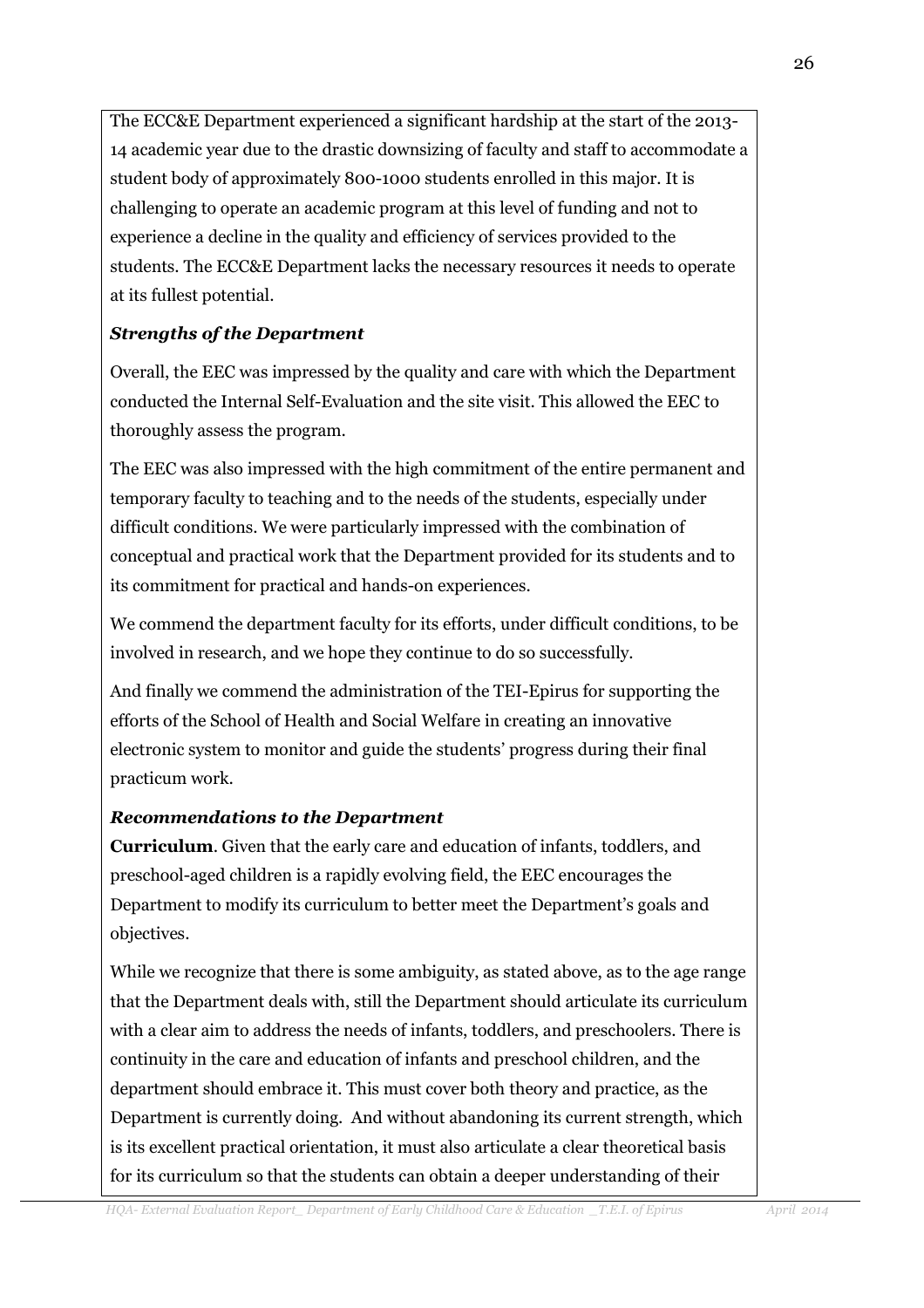The ECC&E Department experienced a significant hardship at the start of the 2013-14 academic year due to the drastic downsizing of faculty and staff to accommodate a student body of approximately 800-1000 students enrolled in this major. It is challenging to operate an academic program at this level of funding and not to experience a decline in the quality and efficiency of services provided to the students. The ECC&E Department lacks the necessary resources it needs to operate at its fullest potential.

***Strengths of the Department***

Overall, the EEC was impressed by the quality and care with which the Department conducted the Internal Self-Evaluation and the site visit. This allowed the EEC to thoroughly assess the program.

The EEC was also impressed with the high commitment of the entire permanent and temporary faculty to teaching and to the needs of the students, especially under difficult conditions. We were particularly impressed with the combination of conceptual and practical work that the Department provided for its students and to its commitment for practical and hands-on experiences.

We commend the department faculty for its efforts, under difficult conditions, to be involved in research, and we hope they continue to do so successfully.

And finally we commend the administration of the TEI-Epirus for supporting the efforts of the School of Health and Social Welfare in creating an innovative electronic system to monitor and guide the students' progress during their final practicum work.

***Recommendations to the Department***

**Curriculum**. Given that the early care and education of infants, toddlers, and preschool-aged children is a rapidly evolving field, the EEC encourages the Department to modify its curriculum to better meet the Department's goals and objectives.

While we recognize that there is some ambiguity, as stated above, as to the age range that the Department deals with, still the Department should articulate its curriculum with a clear aim to address the needs of infants, toddlers, and preschoolers. There is continuity in the care and education of infants and preschool children, and the department should embrace it. This must cover both theory and practice, as the Department is currently doing. And without abandoning its current strength, which is its excellent practical orientation, it must also articulate a clear theoretical basis for its curriculum so that the students can obtain a deeper understanding of their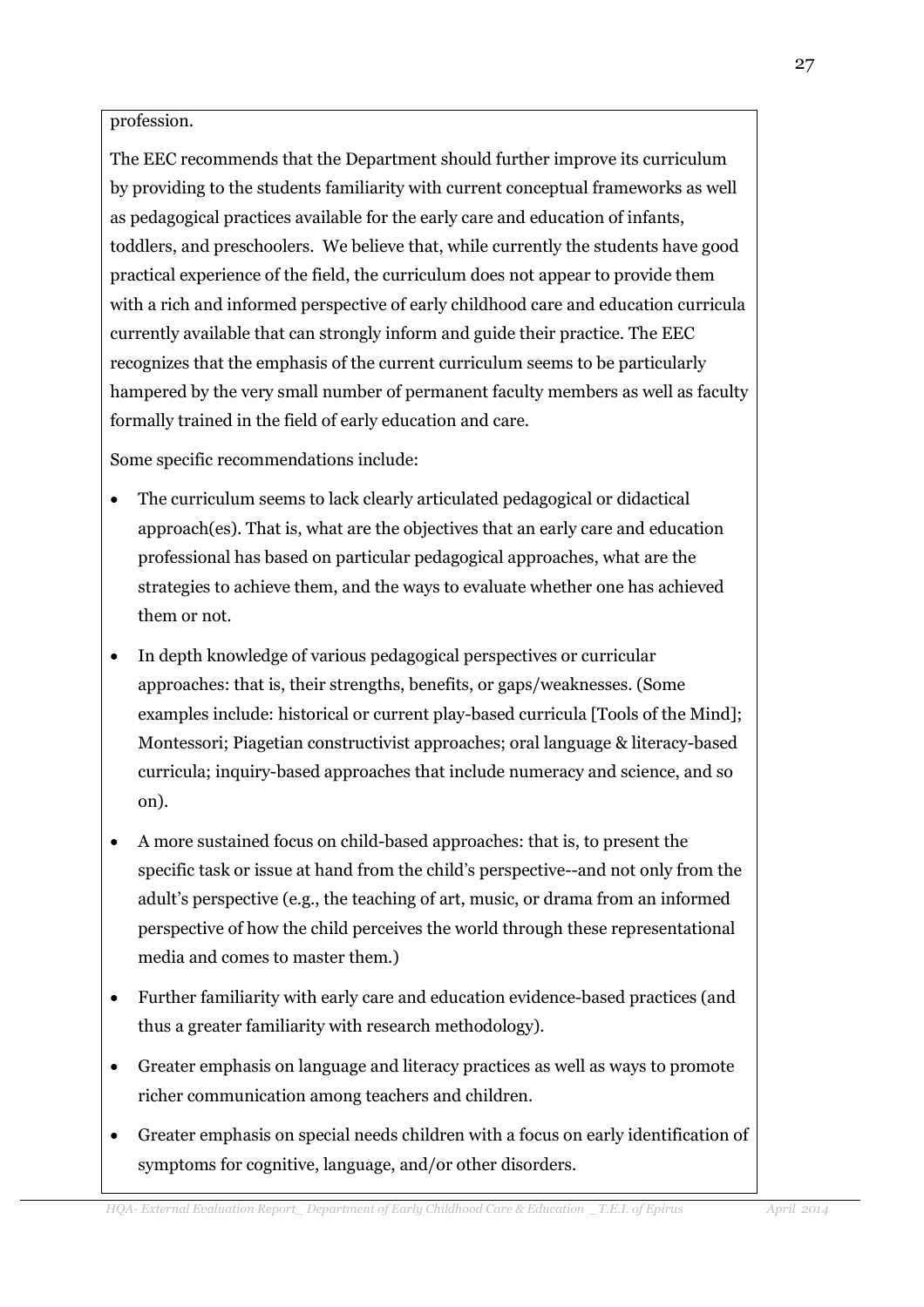profession.

The EEC recommends that the Department should further improve its curriculum by providing to the students familiarity with current conceptual frameworks as well as pedagogical practices available for the early care and education of infants, toddlers, and preschoolers. We believe that, while currently the students have good practical experience of the field, the curriculum does not appear to provide them with a rich and informed perspective of early childhood care and education curricula currently available that can strongly inform and guide their practice. The EEC recognizes that the emphasis of the current curriculum seems to be particularly hampered by the very small number of permanent faculty members as well as faculty formally trained in the field of early education and care.

Some specific recommendations include:

- The curriculum seems to lack clearly articulated pedagogical or didactical approach(es). That is, what are the objectives that an early care and education professional has based on particular pedagogical approaches, what are the strategies to achieve them, and the ways to evaluate whether one has achieved them or not.
- In depth knowledge of various pedagogical perspectives or curricular approaches: that is, their strengths, benefits, or gaps/weaknesses. (Some examples include: historical or current play-based curricula [Tools of the Mind]; Montessori; Piagetian constructivist approaches; oral language & literacy-based curricula; inquiry-based approaches that include numeracy and science, and so on).
- A more sustained focus on child-based approaches: that is, to present the specific task or issue at hand from the child's perspective--and not only from the adult's perspective (e.g., the teaching of art, music, or drama from an informed perspective of how the child perceives the world through these representational media and comes to master them.)
- Further familiarity with early care and education evidence-based practices (and thus a greater familiarity with research methodology).
- Greater emphasis on language and literacy practices as well as ways to promote richer communication among teachers and children.
- Greater emphasis on special needs children with a focus on early identification of symptoms for cognitive, language, and/or other disorders.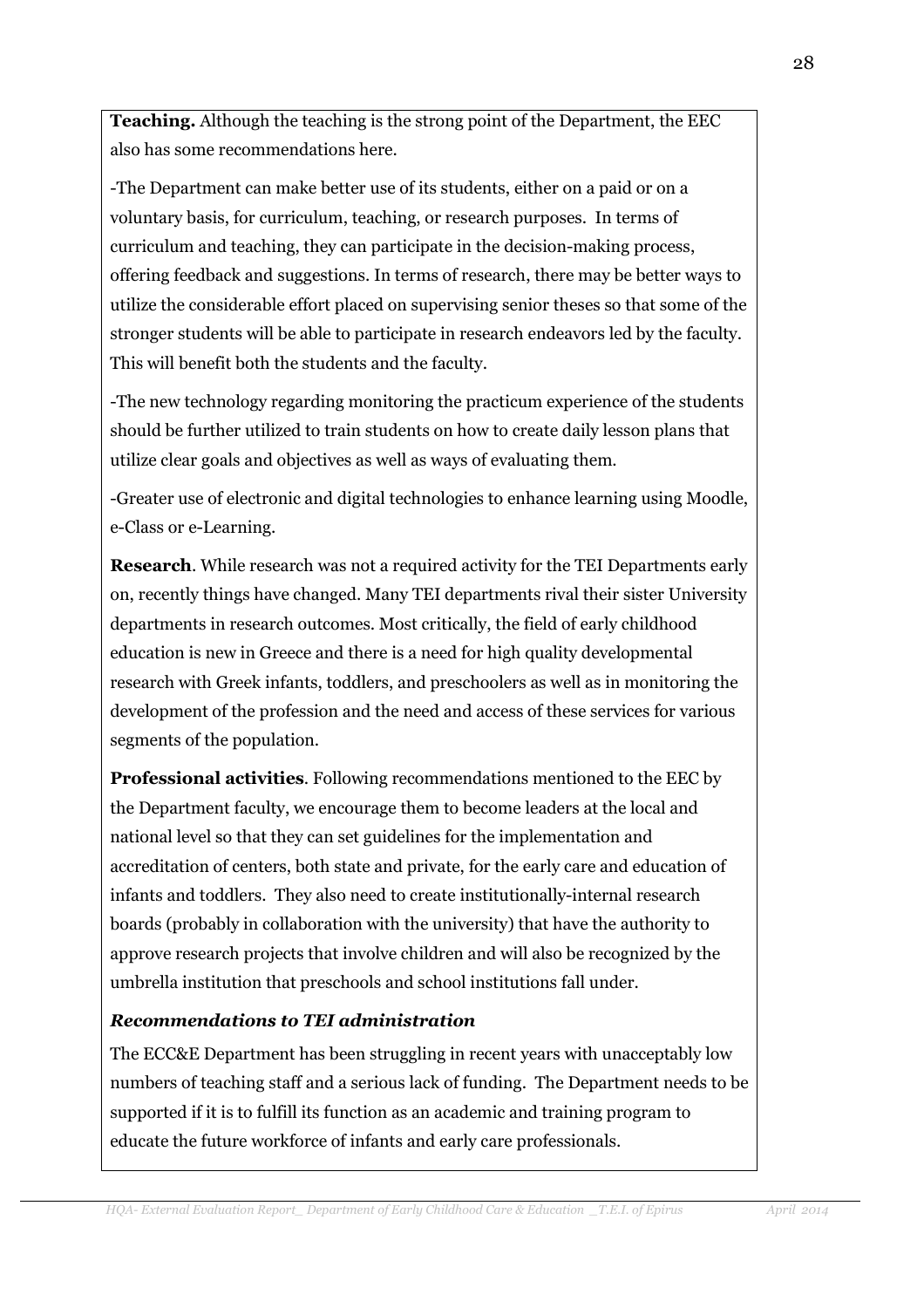**Teaching.** Although the teaching is the strong point of the Department, the EEC also has some recommendations here.

-The Department can make better use of its students, either on a paid or on a voluntary basis, for curriculum, teaching, or research purposes. In terms of curriculum and teaching, they can participate in the decision-making process, offering feedback and suggestions. In terms of research, there may be better ways to utilize the considerable effort placed on supervising senior theses so that some of the stronger students will be able to participate in research endeavors led by the faculty. This will benefit both the students and the faculty.

-The new technology regarding monitoring the practicum experience of the students should be further utilized to train students on how to create daily lesson plans that utilize clear goals and objectives as well as ways of evaluating them.

-Greater use of electronic and digital technologies to enhance learning using Moodle, e-Class or e-Learning.

**Research**. While research was not a required activity for the TEI Departments early on, recently things have changed. Many TEI departments rival their sister University departments in research outcomes. Most critically, the field of early childhood education is new in Greece and there is a need for high quality developmental research with Greek infants, toddlers, and preschoolers as well as in monitoring the development of the profession and the need and access of these services for various segments of the population.

**Professional activities**. Following recommendations mentioned to the EEC by the Department faculty, we encourage them to become leaders at the local and national level so that they can set guidelines for the implementation and accreditation of centers, both state and private, for the early care and education of infants and toddlers. They also need to create institutionally-internal research boards (probably in collaboration with the university) that have the authority to approve research projects that involve children and will also be recognized by the umbrella institution that preschools and school institutions fall under.

***Recommendations to TEI administration***

The ECC&E Department has been struggling in recent years with unacceptably low numbers of teaching staff and a serious lack of funding. The Department needs to be supported if it is to fulfill its function as an academic and training program to educate the future workforce of infants and early care professionals.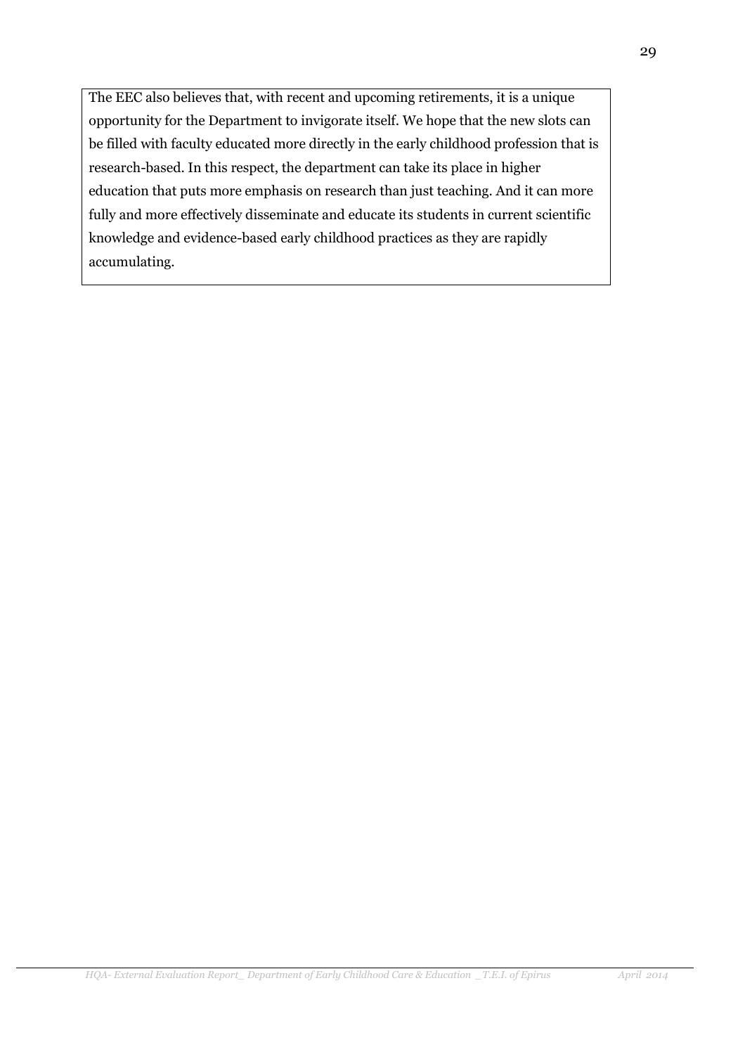The EEC also believes that, with recent and upcoming retirements, it is a unique opportunity for the Department to invigorate itself. We hope that the new slots can be filled with faculty educated more directly in the early childhood profession that is research-based. In this respect, the department can take its place in higher education that puts more emphasis on research than just teaching. And it can more fully and more effectively disseminate and educate its students in current scientific knowledge and evidence-based early childhood practices as they are rapidly accumulating.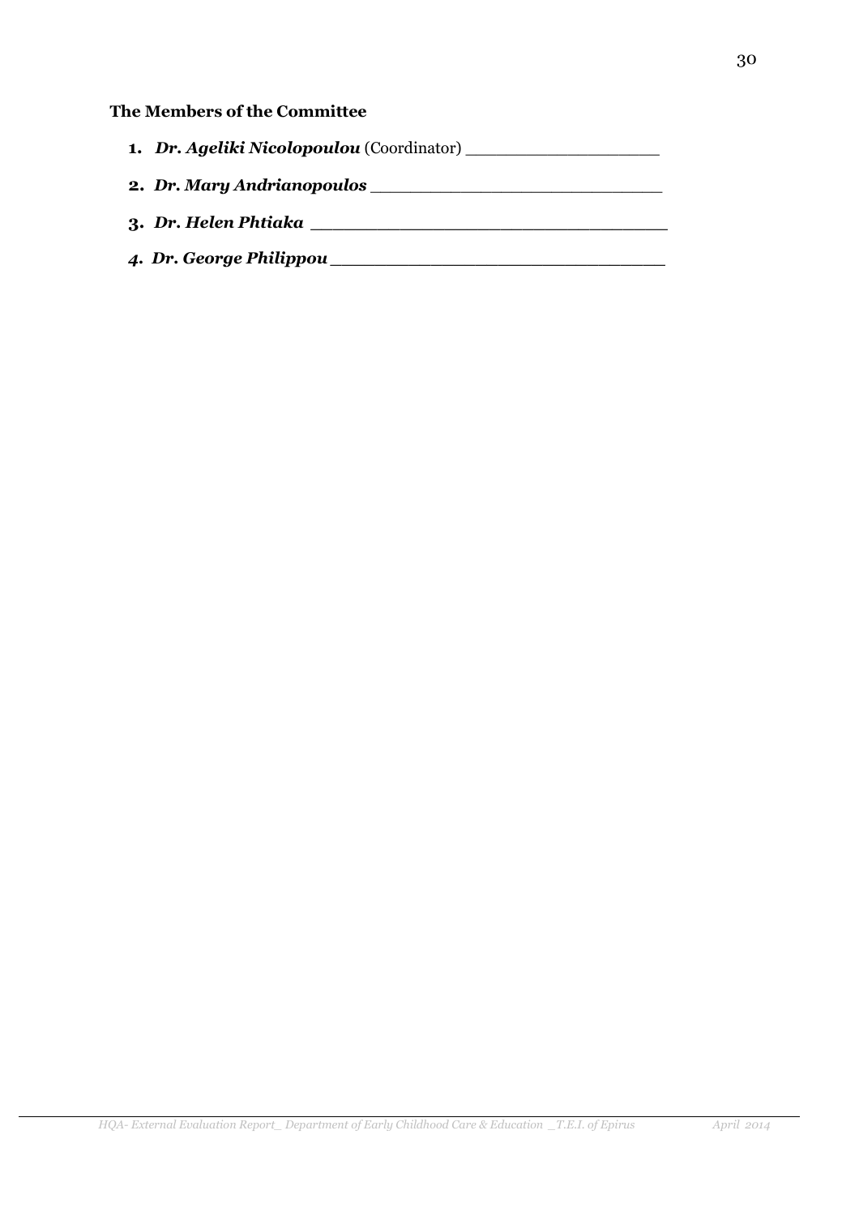**The Members of the Committee**

1. ***Dr. Ageliki Nicolopoulou*** (Coordinator) ___________________
2. ***Dr. Mary Andrianopoulos*** ____________________________
3. ***Dr. Helen Phtiaka*** ________________________________
4. ***Dr. George Philippou*** ______________________________